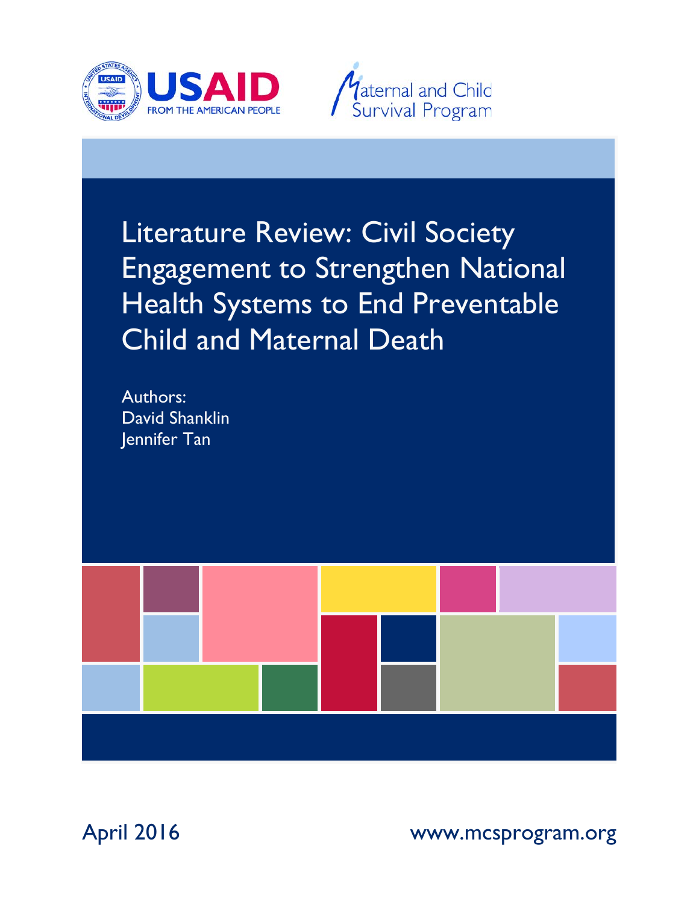USAID FROM THE AMERICAN PEOPLE

Maternal and Child Survival Program

# Literature Review: Civil Society Engagement to Strengthen National Health Systems to End Preventable Child and Maternal Death

Authors:
David Shanklin
Jennifer Tan

April 2016

www.mcsprogram.org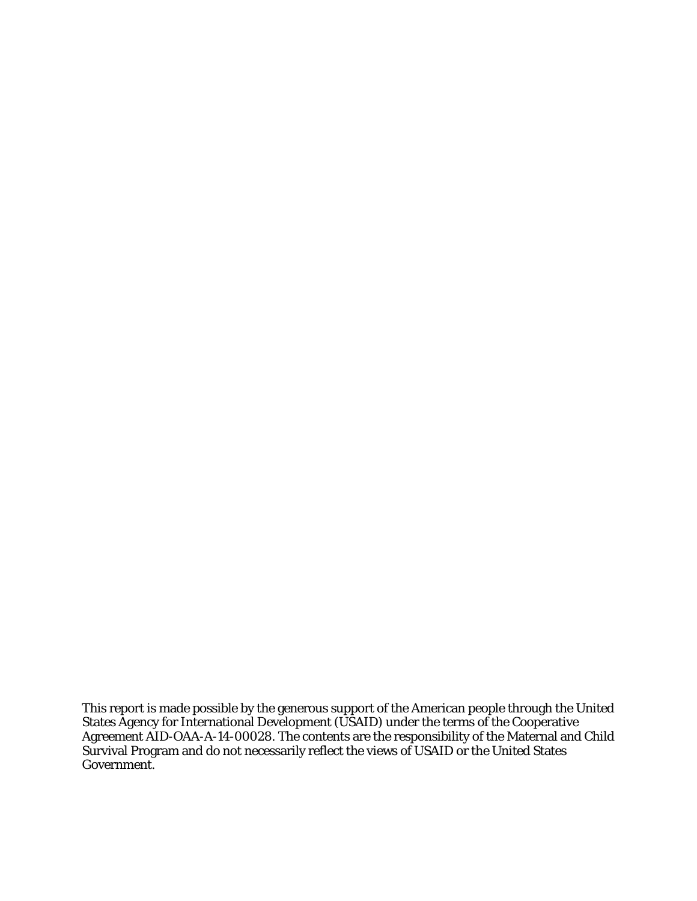This report is made possible by the generous support of the American people through the United States Agency for International Development (USAID) under the terms of the Cooperative Agreement AID-OAA-A-14-00028. The contents are the responsibility of the Maternal and Child Survival Program and do not necessarily reflect the views of USAID or the United States Government.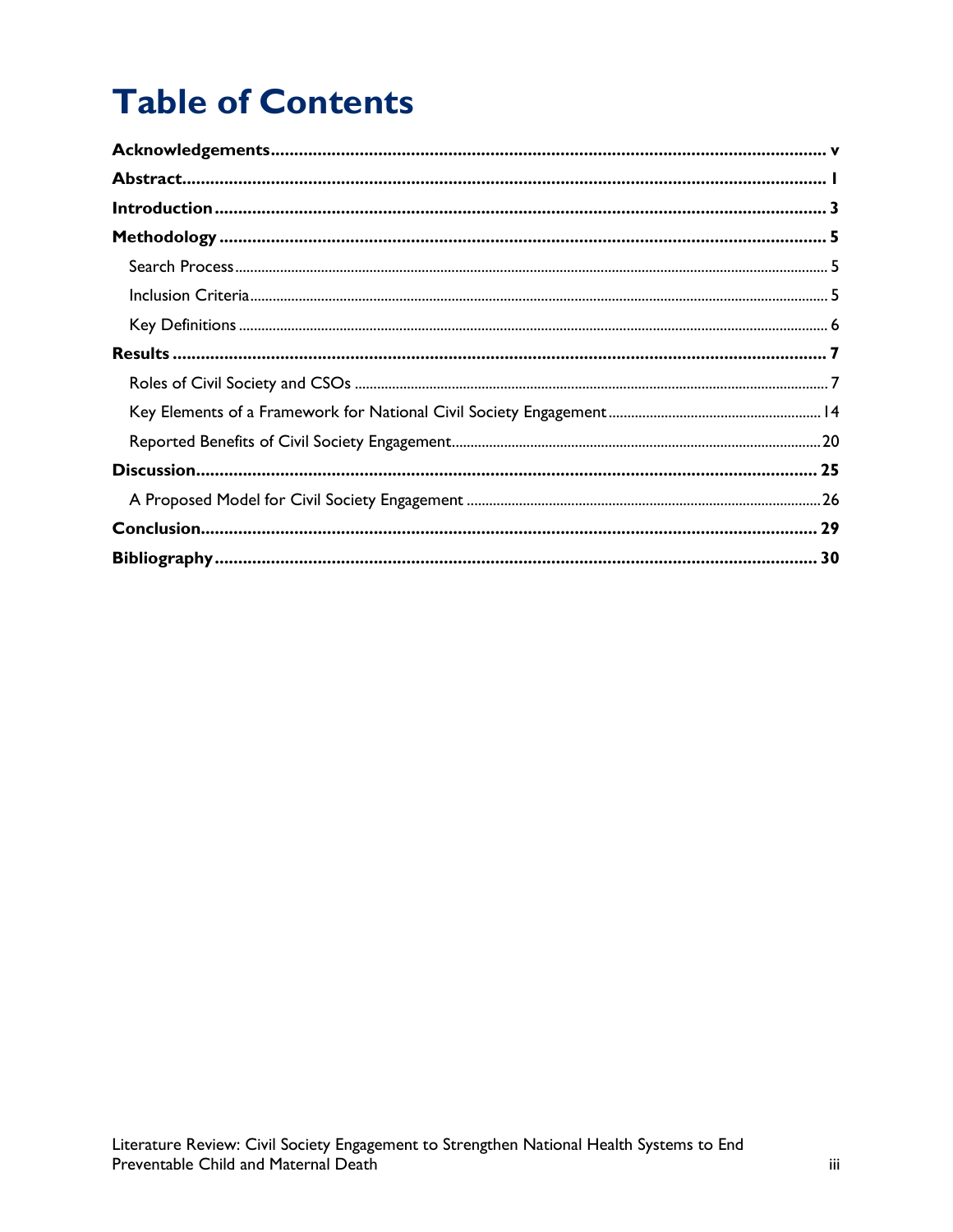# Table of Contents

**Acknowledgements** .......... **v**

**Abstract** .......... **1**

**Introduction** .......... **3**

**Methodology** .......... **5**

- Search Process .......... 5
- Inclusion Criteria .......... 5
- Key Definitions .......... 6

**Results** .......... **7**

- Roles of Civil Society and CSOs .......... 7
- Key Elements of a Framework for National Civil Society Engagement .......... 14
- Reported Benefits of Civil Society Engagement .......... 20

**Discussion** .......... **25**

- A Proposed Model for Civil Society Engagement .......... 26

**Conclusion** .......... **29**

**Bibliography** .......... **30**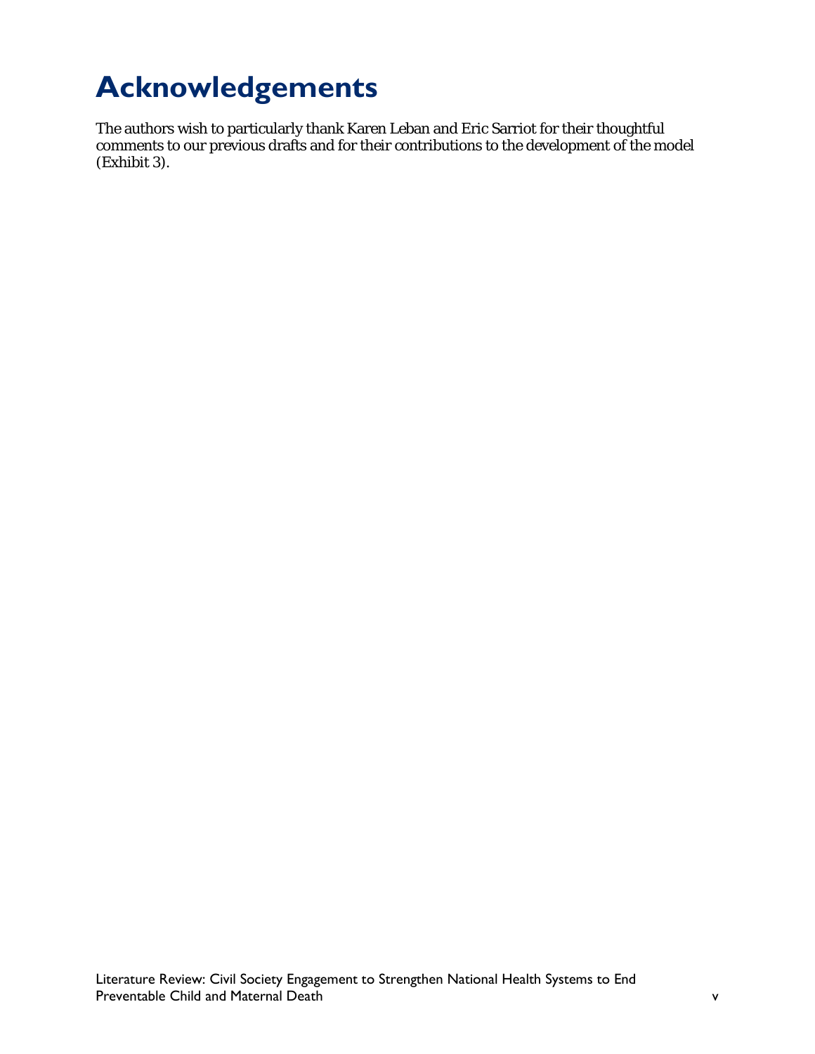# Acknowledgements

The authors wish to particularly thank Karen Leban and Eric Sarriot for their thoughtful comments to our previous drafts and for their contributions to the development of the model (Exhibit 3).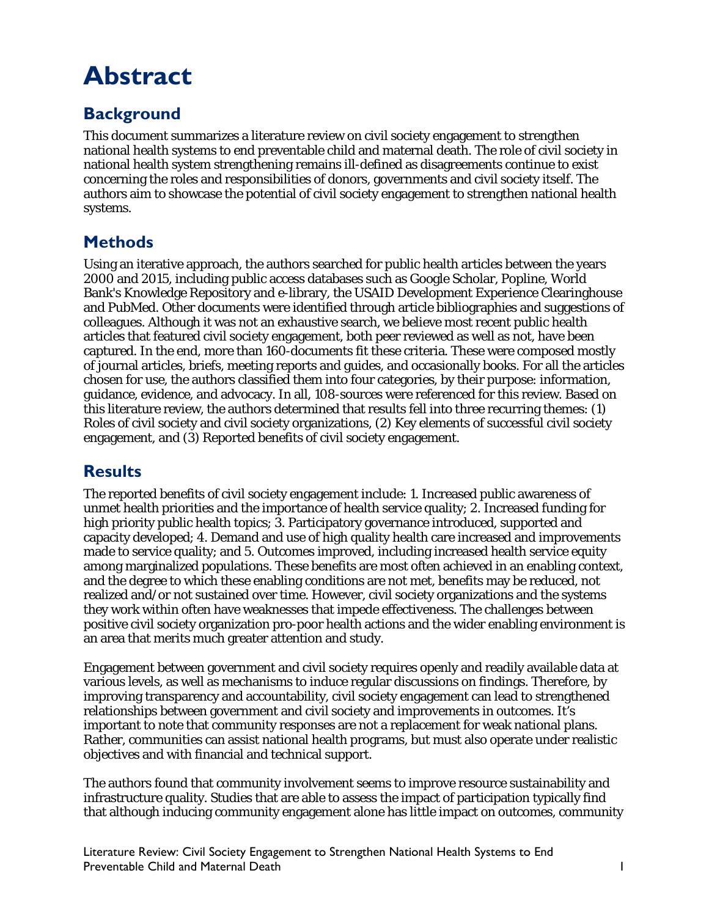# Abstract

## Background

This document summarizes a literature review on civil society engagement to strengthen national health systems to end preventable child and maternal death. The role of civil society in national health system strengthening remains ill-defined as disagreements continue to exist concerning the roles and responsibilities of donors, governments and civil society itself. The authors aim to showcase the potential of civil society engagement to strengthen national health systems.

## Methods

Using an iterative approach, the authors searched for public health articles between the years 2000 and 2015, including public access databases such as Google Scholar, Popline, World Bank's Knowledge Repository and e-library, the USAID Development Experience Clearinghouse and PubMed. Other documents were identified through article bibliographies and suggestions of colleagues. Although it was not an exhaustive search, we believe most recent public health articles that featured civil society engagement, both peer reviewed as well as not, have been captured. In the end, more than 160-documents fit these criteria. These were composed mostly of journal articles, briefs, meeting reports and guides, and occasionally books. For all the articles chosen for use, the authors classified them into four categories, by their purpose: information, guidance, evidence, and advocacy. In all, 108-sources were referenced for this review. Based on this literature review, the authors determined that results fell into three recurring themes: (1) Roles of civil society and civil society organizations, (2) Key elements of successful civil society engagement, and (3) Reported benefits of civil society engagement.

## Results

The reported benefits of civil society engagement include: 1. Increased public awareness of unmet health priorities and the importance of health service quality; 2. Increased funding for high priority public health topics; 3. Participatory governance introduced, supported and capacity developed; 4. Demand and use of high quality health care increased and improvements made to service quality; and 5. Outcomes improved, including increased health service equity among marginalized populations. These benefits are most often achieved in an enabling context, and the degree to which these enabling conditions are not met, benefits may be reduced, not realized and/or not sustained over time. However, civil society organizations and the systems they work within often have weaknesses that impede effectiveness. The challenges between positive civil society organization pro-poor health actions and the wider enabling environment is an area that merits much greater attention and study.

Engagement between government and civil society requires openly and readily available data at various levels, as well as mechanisms to induce regular discussions on findings. Therefore, by improving transparency and accountability, civil society engagement can lead to strengthened relationships between government and civil society and improvements in outcomes. It's important to note that community responses are not a replacement for weak national plans. Rather, communities can assist national health programs, but must also operate under realistic objectives and with financial and technical support.

The authors found that community involvement seems to improve resource sustainability and infrastructure quality. Studies that are able to assess the impact of participation typically find that although inducing community engagement alone has little impact on outcomes, community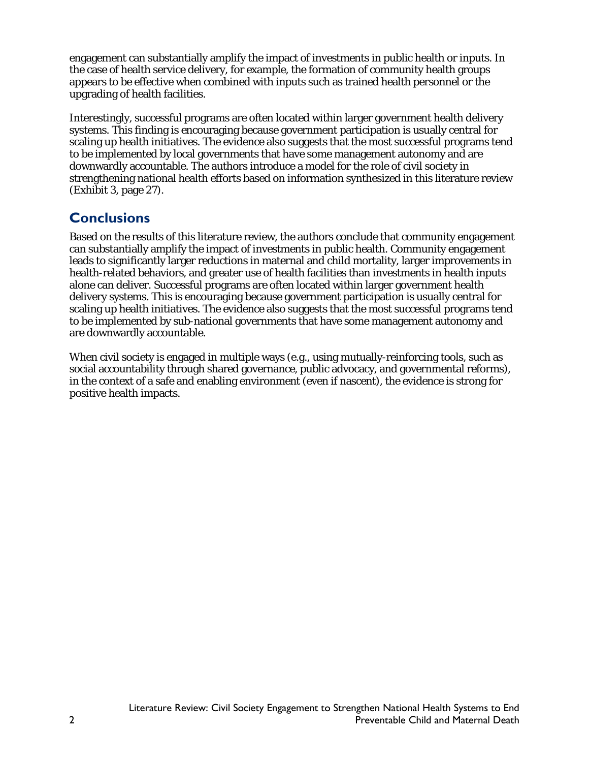engagement can substantially amplify the impact of investments in public health or inputs. In the case of health service delivery, for example, the formation of community health groups appears to be effective when combined with inputs such as trained health personnel or the upgrading of health facilities.

Interestingly, successful programs are often located within larger government health delivery systems. This finding is encouraging because government participation is usually central for scaling up health initiatives. The evidence also suggests that the most successful programs tend to be implemented by local governments that have some management autonomy and are downwardly accountable. The authors introduce a model for the role of civil society in strengthening national health efforts based on information synthesized in this literature review (Exhibit 3, page 27).

## Conclusions

Based on the results of this literature review, the authors conclude that community engagement can substantially amplify the impact of investments in public health. Community engagement leads to significantly larger reductions in maternal and child mortality, larger improvements in health-related behaviors, and greater use of health facilities than investments in health inputs alone can deliver. Successful programs are often located within larger government health delivery systems. This is encouraging because government participation is usually central for scaling up health initiatives. The evidence also suggests that the most successful programs tend to be implemented by sub-national governments that have some management autonomy and are downwardly accountable.

When civil society is engaged in multiple ways (e.g., using mutually-reinforcing tools, such as social accountability through shared governance, public advocacy, and governmental reforms), in the context of a safe and enabling environment (even if nascent), the evidence is strong for positive health impacts.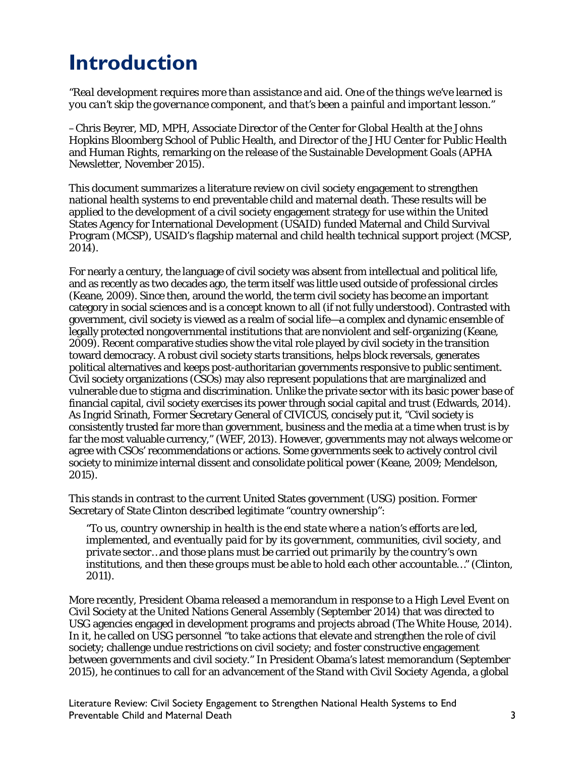# Introduction

*"Real development requires more than assistance and aid. One of the things we've learned is you can't skip the governance component, and that's been a painful and important lesson."*

–Chris Beyrer, MD, MPH, Associate Director of the Center for Global Health at the Johns Hopkins Bloomberg School of Public Health, and Director of the JHU Center for Public Health and Human Rights, remarking on the release of the Sustainable Development Goals (APHA Newsletter, November 2015).

This document summarizes a literature review on civil society engagement to strengthen national health systems to end preventable child and maternal death. These results will be applied to the development of a civil society engagement strategy for use within the United States Agency for International Development (USAID) funded Maternal and Child Survival Program (MCSP), USAID's flagship maternal and child health technical support project (MCSP, 2014).

For nearly a century, the language of civil society was absent from intellectual and political life, and as recently as two decades ago, the term itself was little used outside of professional circles (Keane, 2009). Since then, around the world, the term civil society has become an important category in social sciences and is a concept known to all (if not fully understood). Contrasted with government, civil society is viewed as a realm of social life—a complex and dynamic ensemble of legally protected nongovernmental institutions that are nonviolent and self-organizing (Keane, 2009). Recent comparative studies show the vital role played by civil society in the transition toward democracy. A robust civil society starts transitions, helps block reversals, generates political alternatives and keeps post-authoritarian governments responsive to public sentiment. Civil society organizations (CSOs) may also represent populations that are marginalized and vulnerable due to stigma and discrimination. Unlike the private sector with its basic power base of financial capital, civil society exercises its power through social capital and trust (Edwards, 2014). As Ingrid Srinath, Former Secretary General of CIVICUS, concisely put it, "Civil society is consistently trusted far more than government, business and the media at a time when trust is by far the most valuable currency," (WEF, 2013). However, governments may not always welcome or agree with CSOs' recommendations or actions. Some governments seek to actively control civil society to minimize internal dissent and consolidate political power (Keane, 2009; Mendelson, 2015).

This stands in contrast to the current United States government (USG) position. Former Secretary of State Clinton described legitimate "country ownership":

> *"To us, country ownership in health is the end state where a nation's efforts are led, implemented, and eventually paid for by its government, communities, civil society, and private sector…and those plans must be carried out primarily by the country's own institutions, and then these groups must be able to hold each other accountable…"* (Clinton, 2011).

More recently, President Obama released a memorandum in response to a High Level Event on Civil Society at the United Nations General Assembly (September 2014) that was directed to USG agencies engaged in development programs and projects abroad (The White House, 2014). In it, he called on USG personnel "to take actions that elevate and strengthen the role of civil society; challenge undue restrictions on civil society; and foster constructive engagement between governments and civil society." In President Obama's latest memorandum (September 2015), he continues to call for an advancement of the *Stand with Civil Society Agenda*, a global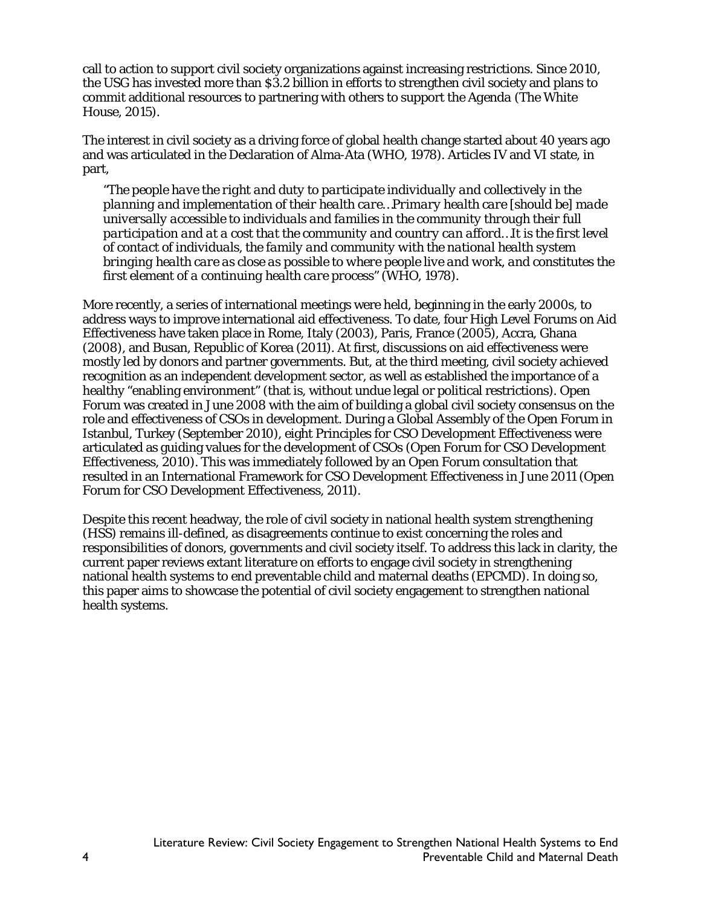call to action to support civil society organizations against increasing restrictions. Since 2010, the USG has invested more than $3.2 billion in efforts to strengthen civil society and plans to commit additional resources to partnering with others to support the Agenda (The White House, 2015).

The interest in civil society as a driving force of global health change started about 40 years ago and was articulated in the Declaration of Alma-Ata (WHO, 1978). Articles IV and VI state, in part,

> *"The people have the right and duty to participate individually and collectively in the planning and implementation of their health care…Primary health care* [should be] *made universally accessible to individuals and families in the community through their full participation and at a cost that the community and country can afford…It is the first level of contact of individuals, the family and community with the national health system bringing health care as close as possible to where people live and work, and constitutes the first element of a continuing health care process"* (WHO, 1978).

More recently, a series of international meetings were held, beginning in the early 2000s, to address ways to improve international aid effectiveness. To date, four High Level Forums on Aid Effectiveness have taken place in Rome, Italy (2003), Paris, France (2005), Accra, Ghana (2008), and Busan, Republic of Korea (2011). At first, discussions on aid effectiveness were mostly led by donors and partner governments. But, at the third meeting, civil society achieved recognition as an independent development sector, as well as established the importance of a healthy "enabling environment" (that is, without undue legal or political restrictions). Open Forum was created in June 2008 with the aim of building a global civil society consensus on the role and effectiveness of CSOs in development. During a Global Assembly of the Open Forum in Istanbul, Turkey (September 2010), eight Principles for CSO Development Effectiveness were articulated as guiding values for the development of CSOs (Open Forum for CSO Development Effectiveness, 2010). This was immediately followed by an Open Forum consultation that resulted in an International Framework for CSO Development Effectiveness in June 2011 (Open Forum for CSO Development Effectiveness, 2011).

Despite this recent headway, the role of civil society in national health system strengthening (HSS) remains ill-defined, as disagreements continue to exist concerning the roles and responsibilities of donors, governments and civil society itself. To address this lack in clarity, the current paper reviews extant literature on efforts to engage civil society in strengthening national health systems to end preventable child and maternal deaths (EPCMD). In doing so, this paper aims to showcase the potential of civil society engagement to strengthen national health systems.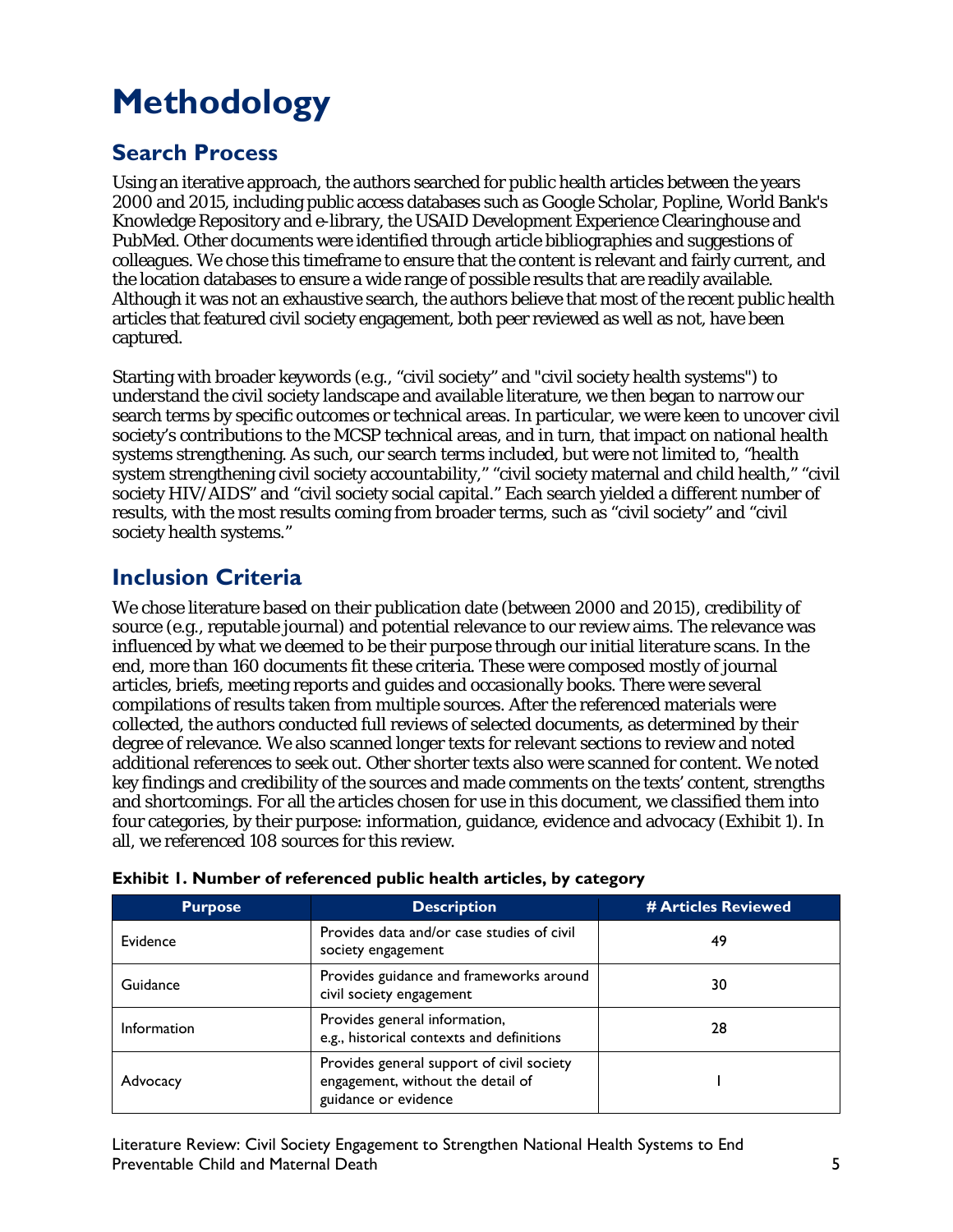# Methodology

## Search Process

Using an iterative approach, the authors searched for public health articles between the years 2000 and 2015, including public access databases such as Google Scholar, Popline, World Bank's Knowledge Repository and e-library, the USAID Development Experience Clearinghouse and PubMed. Other documents were identified through article bibliographies and suggestions of colleagues. We chose this timeframe to ensure that the content is relevant and fairly current, and the location databases to ensure a wide range of possible results that are readily available. Although it was not an exhaustive search, the authors believe that most of the recent public health articles that featured civil society engagement, both peer reviewed as well as not, have been captured.

Starting with broader keywords (e.g., "civil society" and "civil society health systems") to understand the civil society landscape and available literature, we then began to narrow our search terms by specific outcomes or technical areas. In particular, we were keen to uncover civil society's contributions to the MCSP technical areas, and in turn, that impact on national health systems strengthening. As such, our search terms included, but were not limited to, "health system strengthening civil society accountability," "civil society maternal and child health," "civil society HIV/AIDS" and "civil society social capital." Each search yielded a different number of results, with the most results coming from broader terms, such as "civil society" and "civil society health systems."

## Inclusion Criteria

We chose literature based on their publication date (between 2000 and 2015), credibility of source (e.g., reputable journal) and potential relevance to our review aims. The relevance was influenced by what we deemed to be their purpose through our initial literature scans. In the end, more than 160 documents fit these criteria. These were composed mostly of journal articles, briefs, meeting reports and guides and occasionally books. There were several compilations of results taken from multiple sources. After the referenced materials were collected, the authors conducted full reviews of selected documents, as determined by their degree of relevance. We also scanned longer texts for relevant sections to review and noted additional references to seek out. Other shorter texts also were scanned for content. We noted key findings and credibility of the sources and made comments on the texts' content, strengths and shortcomings. For all the articles chosen for use in this document, we classified them into four categories, by their purpose: information, guidance, evidence and advocacy (Exhibit 1). In all, we referenced 108 sources for this review.

**Exhibit 1. Number of referenced public health articles, by category**

| Purpose | Description | # Articles Reviewed |
|---|---|---|
| Evidence | Provides data and/or case studies of civil society engagement | 49 |
| Guidance | Provides guidance and frameworks around civil society engagement | 30 |
| Information | Provides general information, e.g., historical contexts and definitions | 28 |
| Advocacy | Provides general support of civil society engagement, without the detail of guidance or evidence | 1 |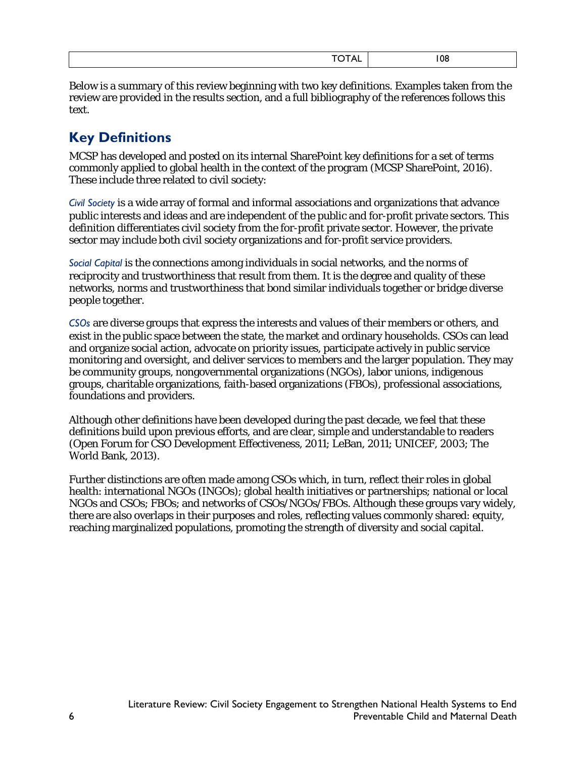| | TOTAL | 108 |
|---|---|---|

Below is a summary of this review beginning with two key definitions. Examples taken from the review are provided in the results section, and a full bibliography of the references follows this text.

## Key Definitions

MCSP has developed and posted on its internal SharePoint key definitions for a set of terms commonly applied to global health in the context of the program (MCSP SharePoint, 2016). These include three related to civil society:

*Civil Society* is a wide array of formal and informal associations and organizations that advance public interests and ideas and are independent of the public and for-profit private sectors. This definition differentiates civil society from the for-profit private sector. However, the private sector may include both civil society organizations and for-profit service providers.

*Social Capital* is the connections among individuals in social networks, and the norms of reciprocity and trustworthiness that result from them. It is the degree and quality of these networks, norms and trustworthiness that bond similar individuals together or bridge diverse people together.

*CSOs* are diverse groups that express the interests and values of their members or others, and exist in the public space between the state, the market and ordinary households. CSOs can lead and organize social action, advocate on priority issues, participate actively in public service monitoring and oversight, and deliver services to members and the larger population. They may be community groups, nongovernmental organizations (NGOs), labor unions, indigenous groups, charitable organizations, faith-based organizations (FBOs), professional associations, foundations and providers.

Although other definitions have been developed during the past decade, we feel that these definitions build upon previous efforts, and are clear, simple and understandable to readers (Open Forum for CSO Development Effectiveness, 2011; LeBan, 2011; UNICEF, 2003; The World Bank, 2013).

Further distinctions are often made among CSOs which, in turn, reflect their roles in global health: international NGOs (INGOs); global health initiatives or partnerships; national or local NGOs and CSOs; FBOs; and networks of CSOs/NGOs/FBOs. Although these groups vary widely, there are also overlaps in their purposes and roles, reflecting values commonly shared: equity, reaching marginalized populations, promoting the strength of diversity and social capital.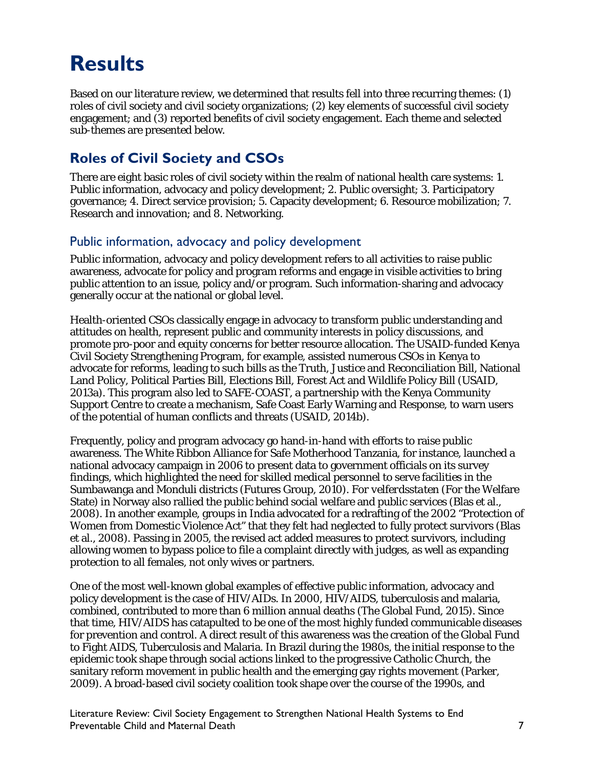# Results

Based on our literature review, we determined that results fell into three recurring themes: (1) roles of civil society and civil society organizations; (2) key elements of successful civil society engagement; and (3) reported benefits of civil society engagement. Each theme and selected sub-themes are presented below.

## Roles of Civil Society and CSOs

There are eight basic roles of civil society within the realm of national health care systems: 1. Public information, advocacy and policy development; 2. Public oversight; 3. Participatory governance; 4. Direct service provision; 5. Capacity development; 6. Resource mobilization; 7. Research and innovation; and 8. Networking.

### Public information, advocacy and policy development

Public information, advocacy and policy development refers to all activities to raise public awareness, advocate for policy and program reforms and engage in visible activities to bring public attention to an issue, policy and/or program. Such information-sharing and advocacy generally occur at the national or global level.

Health-oriented CSOs classically engage in advocacy to transform public understanding and attitudes on health, represent public and community interests in policy discussions, and promote pro-poor and equity concerns for better resource allocation. The USAID-funded Kenya Civil Society Strengthening Program, for example, assisted numerous CSOs in Kenya to advocate for reforms, leading to such bills as the Truth, Justice and Reconciliation Bill, National Land Policy, Political Parties Bill, Elections Bill, Forest Act and Wildlife Policy Bill (USAID, 2013a). This program also led to SAFE-COAST, a partnership with the Kenya Community Support Centre to create a mechanism, Safe Coast Early Warning and Response, to warn users of the potential of human conflicts and threats (USAID, 2014b).

Frequently, policy and program advocacy go hand-in-hand with efforts to raise public awareness. The White Ribbon Alliance for Safe Motherhood Tanzania, for instance, launched a national advocacy campaign in 2006 to present data to government officials on its survey findings, which highlighted the need for skilled medical personnel to serve facilities in the Sumbawanga and Monduli districts (Futures Group, 2010). *For velferdsstaten* (For the Welfare State) in Norway also rallied the public behind social welfare and public services (Blas et al., 2008). In another example, groups in India advocated for a redrafting of the 2002 "Protection of Women from Domestic Violence Act" that they felt had neglected to fully protect survivors (Blas et al., 2008). Passing in 2005, the revised act added measures to protect survivors, including allowing women to bypass police to file a complaint directly with judges, as well as expanding protection to all females, not only wives or partners.

One of the most well-known global examples of effective public information, advocacy and policy development is the case of HIV/AIDs. In 2000, HIV/AIDS, tuberculosis and malaria, combined, contributed to more than 6 million annual deaths (The Global Fund, 2015). Since that time, HIV/AIDS has catapulted to be one of the most highly funded communicable diseases for prevention and control. A direct result of this awareness was the creation of the Global Fund to Fight AIDS, Tuberculosis and Malaria. In Brazil during the 1980s, the initial response to the epidemic took shape through social actions linked to the progressive Catholic Church, the sanitary reform movement in public health and the emerging gay rights movement (Parker, 2009). A broad-based civil society coalition took shape over the course of the 1990s, and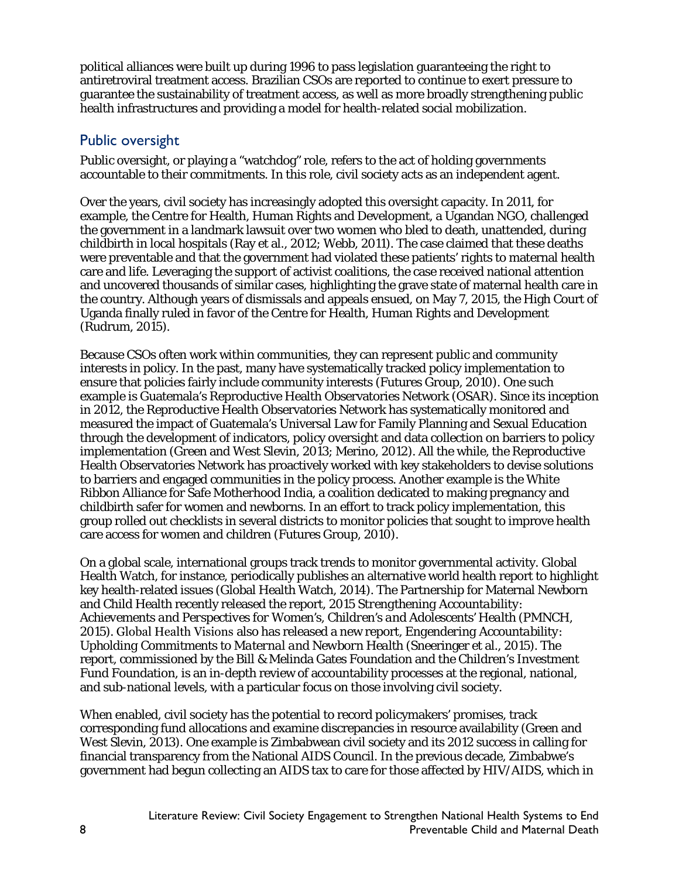political alliances were built up during 1996 to pass legislation guaranteeing the right to antiretroviral treatment access. Brazilian CSOs are reported to continue to exert pressure to guarantee the sustainability of treatment access, as well as more broadly strengthening public health infrastructures and providing a model for health-related social mobilization.

## Public oversight

Public oversight, or playing a "watchdog" role, refers to the act of holding governments accountable to their commitments. In this role, civil society acts as an independent agent.

Over the years, civil society has increasingly adopted this oversight capacity. In 2011, for example, the Centre for Health, Human Rights and Development, a Ugandan NGO, challenged the government in a landmark lawsuit over two women who bled to death, unattended, during childbirth in local hospitals (Ray et al., 2012; Webb, 2011). The case claimed that these deaths were preventable and that the government had violated these patients' rights to maternal health care and life. Leveraging the support of activist coalitions, the case received national attention and uncovered thousands of similar cases, highlighting the grave state of maternal health care in the country. Although years of dismissals and appeals ensued, on May 7, 2015, the High Court of Uganda finally ruled in favor of the Centre for Health, Human Rights and Development (Rudrum, 2015).

Because CSOs often work within communities, they can represent public and community interests in policy. In the past, many have systematically tracked policy implementation to ensure that policies fairly include community interests (Futures Group, 2010). One such example is Guatemala's Reproductive Health Observatories Network (OSAR). Since its inception in 2012, the Reproductive Health Observatories Network has systematically monitored and measured the impact of Guatemala's Universal Law for Family Planning and Sexual Education through the development of indicators, policy oversight and data collection on barriers to policy implementation (Green and West Slevin, 2013; Merino, 2012). All the while, the Reproductive Health Observatories Network has proactively worked with key stakeholders to devise solutions to barriers and engaged communities in the policy process. Another example is the White Ribbon Alliance for Safe Motherhood India, a coalition dedicated to making pregnancy and childbirth safer for women and newborns. In an effort to track policy implementation, this group rolled out checklists in several districts to monitor policies that sought to improve health care access for women and children (Futures Group, 2010).

On a global scale, international groups track trends to monitor governmental activity. Global Health Watch, for instance, periodically publishes an alternative world health report to highlight key health-related issues (Global Health Watch, 2014). The Partnership for Maternal Newborn and Child Health recently released the report, *2015 Strengthening Accountability: Achievements and Perspectives for Women's, Children's and Adolescents' Health* (PMNCH, 2015). Global Health Visions also has released a new report, *Engendering Accountability: Upholding Commitments to Maternal and Newborn Health* (Sneeringer et al., 2015). The report, commissioned by the Bill & Melinda Gates Foundation and the Children's Investment Fund Foundation, is an in-depth review of accountability processes at the regional, national, and sub-national levels, with a particular focus on those involving civil society.

When enabled, civil society has the potential to record policymakers' promises, track corresponding fund allocations and examine discrepancies in resource availability (Green and West Slevin, 2013). One example is Zimbabwean civil society and its 2012 success in calling for financial transparency from the National AIDS Council. In the previous decade, Zimbabwe's government had begun collecting an AIDS tax to care for those affected by HIV/AIDS, which in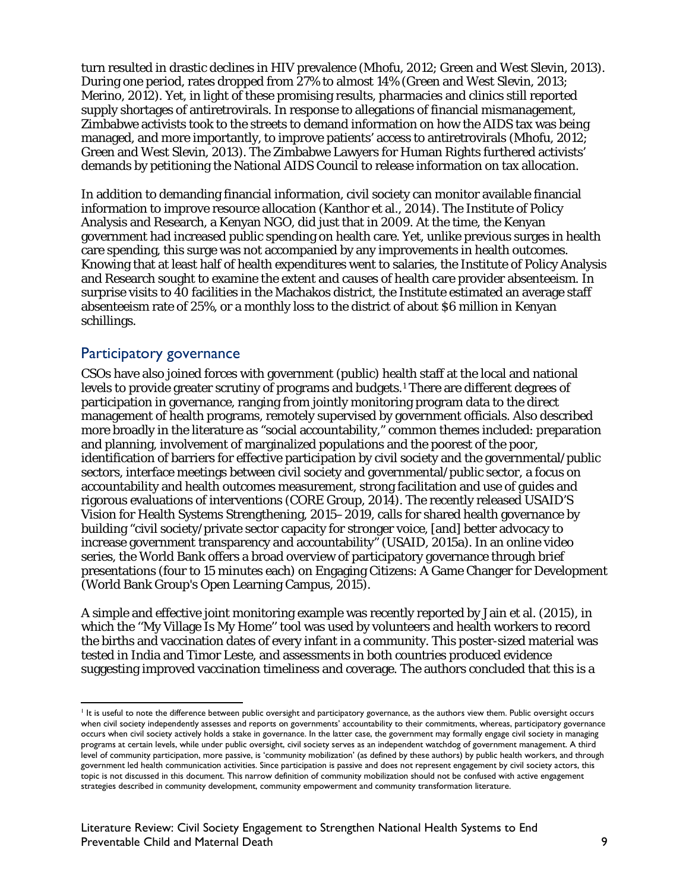turn resulted in drastic declines in HIV prevalence (Mhofu, 2012; Green and West Slevin, 2013). During one period, rates dropped from 27% to almost 14% (Green and West Slevin, 2013; Merino, 2012). Yet, in light of these promising results, pharmacies and clinics still reported supply shortages of antiretrovirals. In response to allegations of financial mismanagement, Zimbabwe activists took to the streets to demand information on how the AIDS tax was being managed, and more importantly, to improve patients' access to antiretrovirals (Mhofu, 2012; Green and West Slevin, 2013). The Zimbabwe Lawyers for Human Rights furthered activists' demands by petitioning the National AIDS Council to release information on tax allocation.

In addition to demanding financial information, civil society can monitor available financial information to improve resource allocation (Kanthor et al., 2014). The Institute of Policy Analysis and Research, a Kenyan NGO, did just that in 2009. At the time, the Kenyan government had increased public spending on health care. Yet, unlike previous surges in health care spending, this surge was not accompanied by any improvements in health outcomes. Knowing that at least half of health expenditures went to salaries, the Institute of Policy Analysis and Research sought to examine the extent and causes of health care provider absenteeism. In surprise visits to 40 facilities in the Machakos district, the Institute estimated an average staff absenteeism rate of 25%, or a monthly loss to the district of about $6 million in Kenyan schillings.

## Participatory governance

CSOs have also joined forces with government (public) health staff at the local and national levels to provide greater scrutiny of programs and budgets.[1] There are different degrees of participation in governance, ranging from jointly monitoring program data to the direct management of health programs, remotely supervised by government officials. Also described more broadly in the literature as "social accountability," common themes included: preparation and planning, involvement of marginalized populations and the poorest of the poor, identification of barriers for effective participation by civil society and the governmental/public sectors, interface meetings between civil society and governmental/public sector, a focus on accountability and health outcomes measurement, strong facilitation and use of guides and rigorous evaluations of interventions (CORE Group, 2014). The recently released USAID'S Vision for Health Systems Strengthening, 2015–2019, calls for shared health governance by building "civil society/private sector capacity for stronger voice, [and] better advocacy to increase government transparency and accountability" (USAID, 2015a). In an online video series, the World Bank offers a broad overview of participatory governance through brief presentations (four to 15 minutes each) on Engaging Citizens: A Game Changer for Development (World Bank Group's Open Learning Campus, 2015).

A simple and effective joint monitoring example was recently reported by Jain et al. (2015), in which the "My Village Is My Home" tool was used by volunteers and health workers to record the births and vaccination dates of every infant in a community. This poster-sized material was tested in India and Timor Leste, and assessments in both countries produced evidence suggesting improved vaccination timeliness and coverage. The authors concluded that this is a

[1] It is useful to note the difference between public oversight and participatory governance, as the authors view them. Public oversight occurs when civil society independently assesses and reports on governments' accountability to their commitments, whereas, participatory governance occurs when civil society actively holds a stake in governance. In the latter case, the government may formally engage civil society in managing programs at certain levels, while under public oversight, civil society serves as an independent watchdog of government management. A third level of community participation, more passive, is 'community mobilization' (as defined by these authors) by public health workers, and through government led health communication activities. Since participation is passive and does not represent engagement by civil society actors, this topic is not discussed in this document. This narrow definition of community mobilization should not be confused with active engagement strategies described in community development, community empowerment and community transformation literature.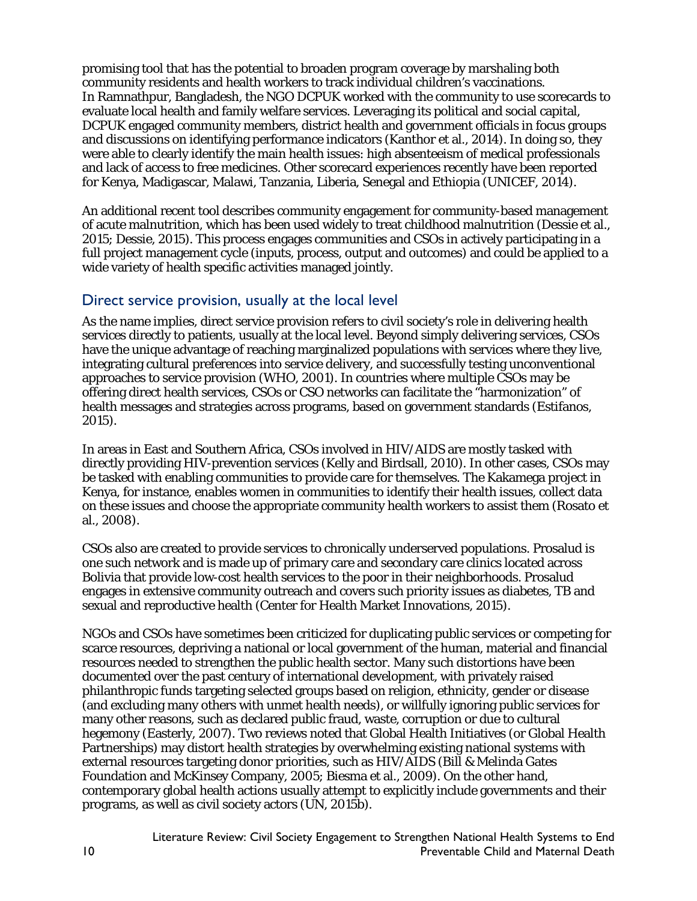promising tool that has the potential to broaden program coverage by marshaling both community residents and health workers to track individual children's vaccinations. In Ramnathpur, Bangladesh, the NGO DCPUK worked with the community to use scorecards to evaluate local health and family welfare services. Leveraging its political and social capital, DCPUK engaged community members, district health and government officials in focus groups and discussions on identifying performance indicators (Kanthor et al., 2014). In doing so, they were able to clearly identify the main health issues: high absenteeism of medical professionals and lack of access to free medicines. Other scorecard experiences recently have been reported for Kenya, Madigascar, Malawi, Tanzania, Liberia, Senegal and Ethiopia (UNICEF, 2014).

An additional recent tool describes community engagement for community-based management of acute malnutrition, which has been used widely to treat childhood malnutrition (Dessie et al., 2015; Dessie, 2015). This process engages communities and CSOs in actively participating in a full project management cycle (inputs, process, output and outcomes) and could be applied to a wide variety of health specific activities managed jointly.

## Direct service provision, usually at the local level

As the name implies, direct service provision refers to civil society's role in delivering health services directly to patients, usually at the local level. Beyond simply delivering services, CSOs have the unique advantage of reaching marginalized populations with services where they live, integrating cultural preferences into service delivery, and successfully testing unconventional approaches to service provision (WHO, 2001). In countries where multiple CSOs may be offering direct health services, CSOs or CSO networks can facilitate the "harmonization" of health messages and strategies across programs, based on government standards (Estifanos, 2015).

In areas in East and Southern Africa, CSOs involved in HIV/AIDS are mostly tasked with directly providing HIV-prevention services (Kelly and Birdsall, 2010). In other cases, CSOs may be tasked with enabling communities to provide care for themselves. The Kakamega project in Kenya, for instance, enables women in communities to identify their health issues, collect data on these issues and choose the appropriate community health workers to assist them (Rosato et al., 2008).

CSOs also are created to provide services to chronically underserved populations. Prosalud is one such network and is made up of primary care and secondary care clinics located across Bolivia that provide low-cost health services to the poor in their neighborhoods. Prosalud engages in extensive community outreach and covers such priority issues as diabetes, TB and sexual and reproductive health (Center for Health Market Innovations, 2015).

NGOs and CSOs have sometimes been criticized for duplicating public services or competing for scarce resources, depriving a national or local government of the human, material and financial resources needed to strengthen the public health sector. Many such distortions have been documented over the past century of international development, with privately raised philanthropic funds targeting selected groups based on religion, ethnicity, gender or disease (and excluding many others with unmet health needs), or willfully ignoring public services for many other reasons, such as declared public fraud, waste, corruption or due to cultural hegemony (Easterly, 2007). Two reviews noted that Global Health Initiatives (or Global Health Partnerships) may distort health strategies by overwhelming existing national systems with external resources targeting donor priorities, such as HIV/AIDS (Bill & Melinda Gates Foundation and McKinsey Company, 2005; Biesma et al., 2009). On the other hand, contemporary global health actions usually attempt to explicitly include governments and their programs, as well as civil society actors (UN, 2015b).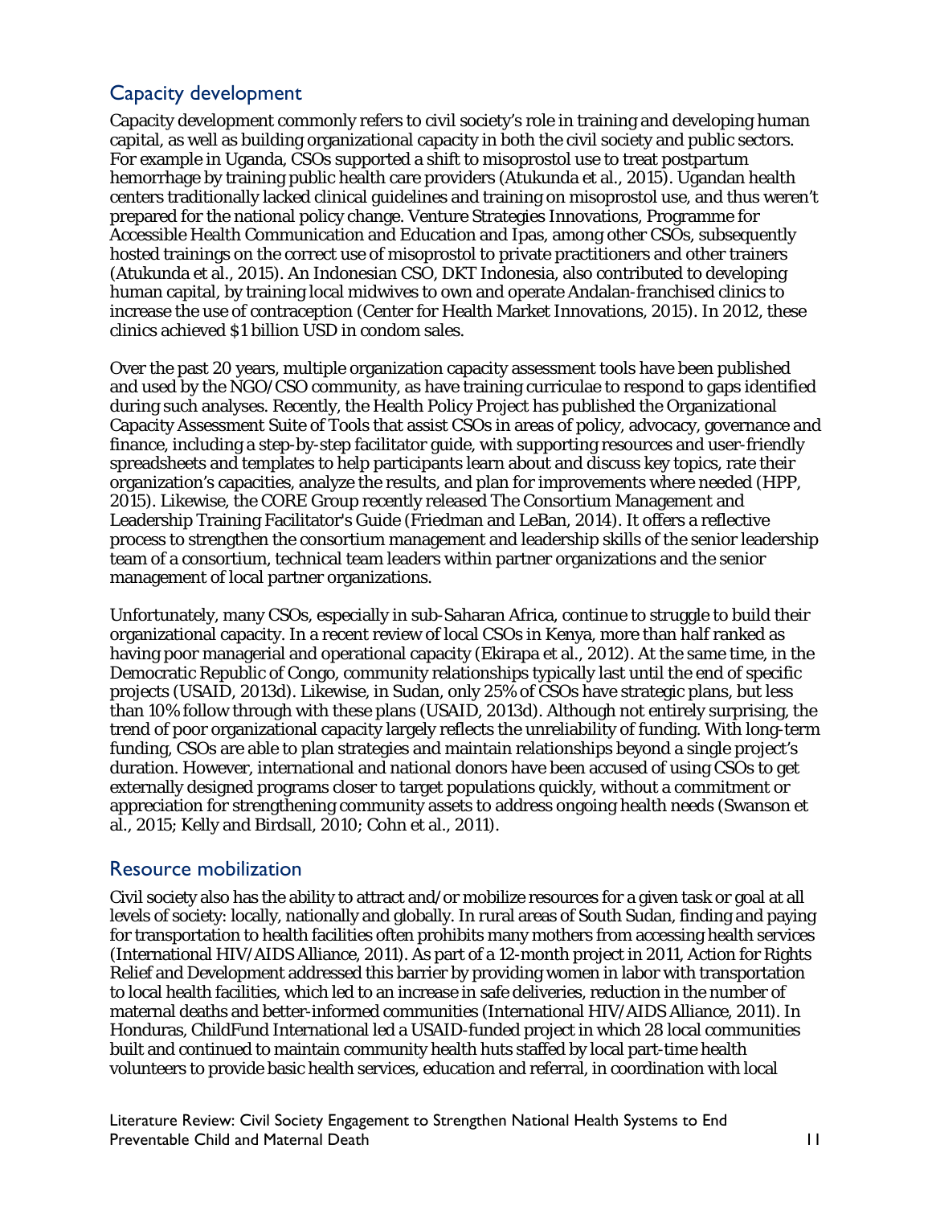## Capacity development

Capacity development commonly refers to civil society's role in training and developing human capital, as well as building organizational capacity in both the civil society and public sectors. For example in Uganda, CSOs supported a shift to misoprostol use to treat postpartum hemorrhage by training public health care providers (Atukunda et al., 2015). Ugandan health centers traditionally lacked clinical guidelines and training on misoprostol use, and thus weren't prepared for the national policy change. Venture Strategies Innovations, Programme for Accessible Health Communication and Education and Ipas, among other CSOs, subsequently hosted trainings on the correct use of misoprostol to private practitioners and other trainers (Atukunda et al., 2015). An Indonesian CSO, DKT Indonesia, also contributed to developing human capital, by training local midwives to own and operate Andalan-franchised clinics to increase the use of contraception (Center for Health Market Innovations, 2015). In 2012, these clinics achieved $1 billion USD in condom sales.

Over the past 20 years, multiple organization capacity assessment tools have been published and used by the NGO/CSO community, as have training curriculae to respond to gaps identified during such analyses. Recently, the Health Policy Project has published the Organizational Capacity Assessment Suite of Tools that assist CSOs in areas of policy, advocacy, governance and finance, including a step-by-step facilitator guide, with supporting resources and user-friendly spreadsheets and templates to help participants learn about and discuss key topics, rate their organization's capacities, analyze the results, and plan for improvements where needed (HPP, 2015). Likewise, the CORE Group recently released The Consortium Management and Leadership Training Facilitator's Guide (Friedman and LeBan, 2014). It offers a reflective process to strengthen the consortium management and leadership skills of the senior leadership team of a consortium, technical team leaders within partner organizations and the senior management of local partner organizations.

Unfortunately, many CSOs, especially in sub-Saharan Africa, continue to struggle to build their organizational capacity. In a recent review of local CSOs in Kenya, more than half ranked as having poor managerial and operational capacity (Ekirapa et al., 2012). At the same time, in the Democratic Republic of Congo, community relationships typically last until the end of specific projects (USAID, 2013d). Likewise, in Sudan, only 25% of CSOs have strategic plans, but less than 10% follow through with these plans (USAID, 2013d). Although not entirely surprising, the trend of poor organizational capacity largely reflects the unreliability of funding. With long-term funding, CSOs are able to plan strategies and maintain relationships beyond a single project's duration. However, international and national donors have been accused of using CSOs to get externally designed programs closer to target populations quickly, without a commitment or appreciation for strengthening community assets to address ongoing health needs (Swanson et al., 2015; Kelly and Birdsall, 2010; Cohn et al., 2011).

## Resource mobilization

Civil society also has the ability to attract and/or mobilize resources for a given task or goal at all levels of society: locally, nationally and globally. In rural areas of South Sudan, finding and paying for transportation to health facilities often prohibits many mothers from accessing health services (International HIV/AIDS Alliance, 2011). As part of a 12-month project in 2011, Action for Rights Relief and Development addressed this barrier by providing women in labor with transportation to local health facilities, which led to an increase in safe deliveries, reduction in the number of maternal deaths and better-informed communities (International HIV/AIDS Alliance, 2011). In Honduras, ChildFund International led a USAID-funded project in which 28 local communities built and continued to maintain community health huts staffed by local part-time health volunteers to provide basic health services, education and referral, in coordination with local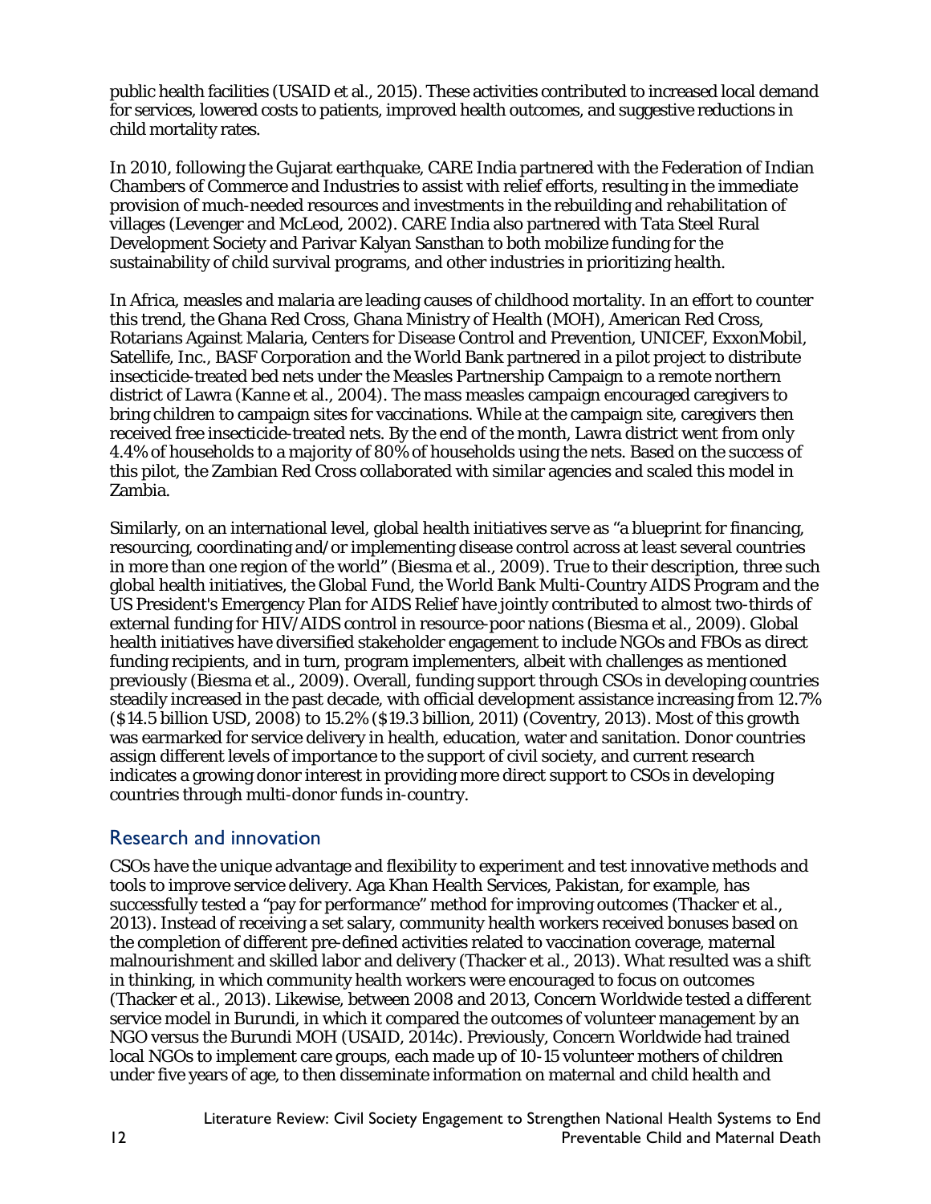public health facilities (USAID et al., 2015). These activities contributed to increased local demand for services, lowered costs to patients, improved health outcomes, and suggestive reductions in child mortality rates.

In 2010, following the Gujarat earthquake, CARE India partnered with the Federation of Indian Chambers of Commerce and Industries to assist with relief efforts, resulting in the immediate provision of much-needed resources and investments in the rebuilding and rehabilitation of villages (Levenger and McLeod, 2002). CARE India also partnered with Tata Steel Rural Development Society and Parivar Kalyan Sansthan to both mobilize funding for the sustainability of child survival programs, and other industries in prioritizing health.

In Africa, measles and malaria are leading causes of childhood mortality. In an effort to counter this trend, the Ghana Red Cross, Ghana Ministry of Health (MOH), American Red Cross, Rotarians Against Malaria, Centers for Disease Control and Prevention, UNICEF, ExxonMobil, Satellife, Inc., BASF Corporation and the World Bank partnered in a pilot project to distribute insecticide-treated bed nets under the Measles Partnership Campaign to a remote northern district of Lawra (Kanne et al., 2004). The mass measles campaign encouraged caregivers to bring children to campaign sites for vaccinations. While at the campaign site, caregivers then received free insecticide-treated nets. By the end of the month, Lawra district went from only 4.4% of households to a majority of 80% of households using the nets. Based on the success of this pilot, the Zambian Red Cross collaborated with similar agencies and scaled this model in Zambia.

Similarly, on an international level, global health initiatives serve as "a blueprint for financing, resourcing, coordinating and/or implementing disease control across at least several countries in more than one region of the world" (Biesma et al., 2009). True to their description, three such global health initiatives, the Global Fund, the World Bank Multi-Country AIDS Program and the US President's Emergency Plan for AIDS Relief have jointly contributed to almost two-thirds of external funding for HIV/AIDS control in resource-poor nations (Biesma et al., 2009). Global health initiatives have diversified stakeholder engagement to include NGOs and FBOs as direct funding recipients, and in turn, program implementers, albeit with challenges as mentioned previously (Biesma et al., 2009). Overall, funding support through CSOs in developing countries steadily increased in the past decade, with official development assistance increasing from 12.7% ($14.5 billion USD, 2008) to 15.2% ($19.3 billion, 2011) (Coventry, 2013). Most of this growth was earmarked for service delivery in health, education, water and sanitation. Donor countries assign different levels of importance to the support of civil society, and current research indicates a growing donor interest in providing more direct support to CSOs in developing countries through multi-donor funds in-country.

## Research and innovation

CSOs have the unique advantage and flexibility to experiment and test innovative methods and tools to improve service delivery. Aga Khan Health Services, Pakistan, for example, has successfully tested a "pay for performance" method for improving outcomes (Thacker et al., 2013). Instead of receiving a set salary, community health workers received bonuses based on the completion of different pre-defined activities related to vaccination coverage, maternal malnourishment and skilled labor and delivery (Thacker et al., 2013). What resulted was a shift in thinking, in which community health workers were encouraged to focus on outcomes (Thacker et al., 2013). Likewise, between 2008 and 2013, Concern Worldwide tested a different service model in Burundi, in which it compared the outcomes of volunteer management by an NGO versus the Burundi MOH (USAID, 2014c). Previously, Concern Worldwide had trained local NGOs to implement care groups, each made up of 10-15 volunteer mothers of children under five years of age, to then disseminate information on maternal and child health and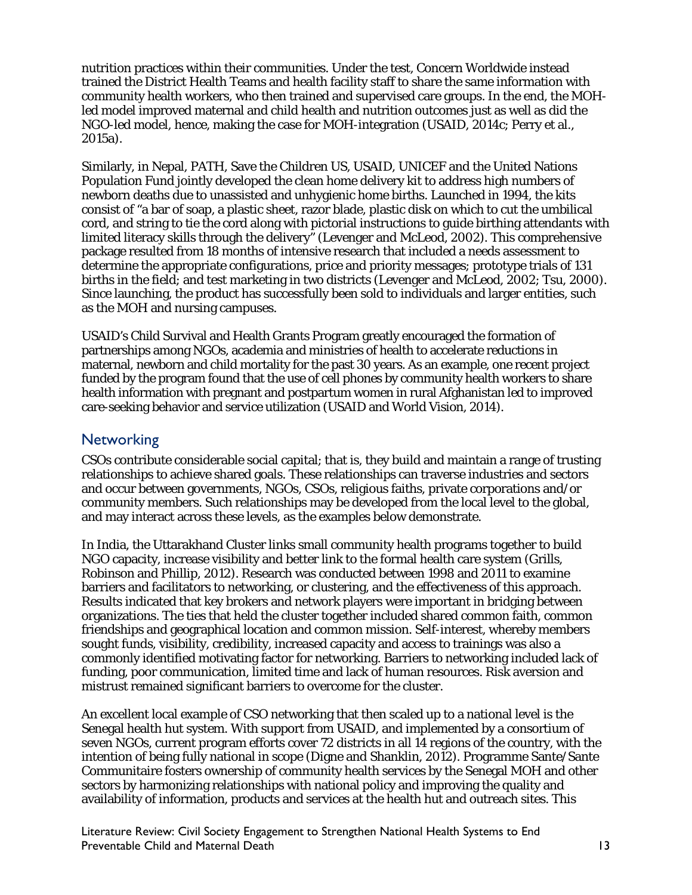nutrition practices within their communities. Under the test, Concern Worldwide instead trained the District Health Teams and health facility staff to share the same information with community health workers, who then trained and supervised care groups. In the end, the MOH-led model improved maternal and child health and nutrition outcomes just as well as did the NGO-led model, hence, making the case for MOH-integration (USAID, 2014c; Perry et al., 2015a).

Similarly, in Nepal, PATH, Save the Children US, USAID, UNICEF and the United Nations Population Fund jointly developed the clean home delivery kit to address high numbers of newborn deaths due to unassisted and unhygienic home births. Launched in 1994, the kits consist of "a bar of soap, a plastic sheet, razor blade, plastic disk on which to cut the umbilical cord, and string to tie the cord along with pictorial instructions to guide birthing attendants with limited literacy skills through the delivery" (Levenger and McLeod, 2002). This comprehensive package resulted from 18 months of intensive research that included a needs assessment to determine the appropriate configurations, price and priority messages; prototype trials of 131 births in the field; and test marketing in two districts (Levenger and McLeod, 2002; Tsu, 2000). Since launching, the product has successfully been sold to individuals and larger entities, such as the MOH and nursing campuses.

USAID's Child Survival and Health Grants Program greatly encouraged the formation of partnerships among NGOs, academia and ministries of health to accelerate reductions in maternal, newborn and child mortality for the past 30 years. As an example, one recent project funded by the program found that the use of cell phones by community health workers to share health information with pregnant and postpartum women in rural Afghanistan led to improved care-seeking behavior and service utilization (USAID and World Vision, 2014).

## Networking

CSOs contribute considerable social capital; that is, they build and maintain a range of trusting relationships to achieve shared goals. These relationships can traverse industries and sectors and occur between governments, NGOs, CSOs, religious faiths, private corporations and/or community members. Such relationships may be developed from the local level to the global, and may interact across these levels, as the examples below demonstrate.

In India, the Uttarakhand Cluster links small community health programs together to build NGO capacity, increase visibility and better link to the formal health care system (Grills, Robinson and Phillip, 2012). Research was conducted between 1998 and 2011 to examine barriers and facilitators to networking, or clustering, and the effectiveness of this approach. Results indicated that key brokers and network players were important in bridging between organizations. The ties that held the cluster together included shared common faith, common friendships and geographical location and common mission. Self-interest, whereby members sought funds, visibility, credibility, increased capacity and access to trainings was also a commonly identified motivating factor for networking. Barriers to networking included lack of funding, poor communication, limited time and lack of human resources. Risk aversion and mistrust remained significant barriers to overcome for the cluster.

An excellent local example of CSO networking that then scaled up to a national level is the Senegal health hut system. With support from USAID, and implemented by a consortium of seven NGOs, current program efforts cover 72 districts in all 14 regions of the country, with the intention of being fully national in scope (Digne and Shanklin, 2012). Programme Sante/Sante Communitaire fosters ownership of community health services by the Senegal MOH and other sectors by harmonizing relationships with national policy and improving the quality and availability of information, products and services at the health hut and outreach sites. This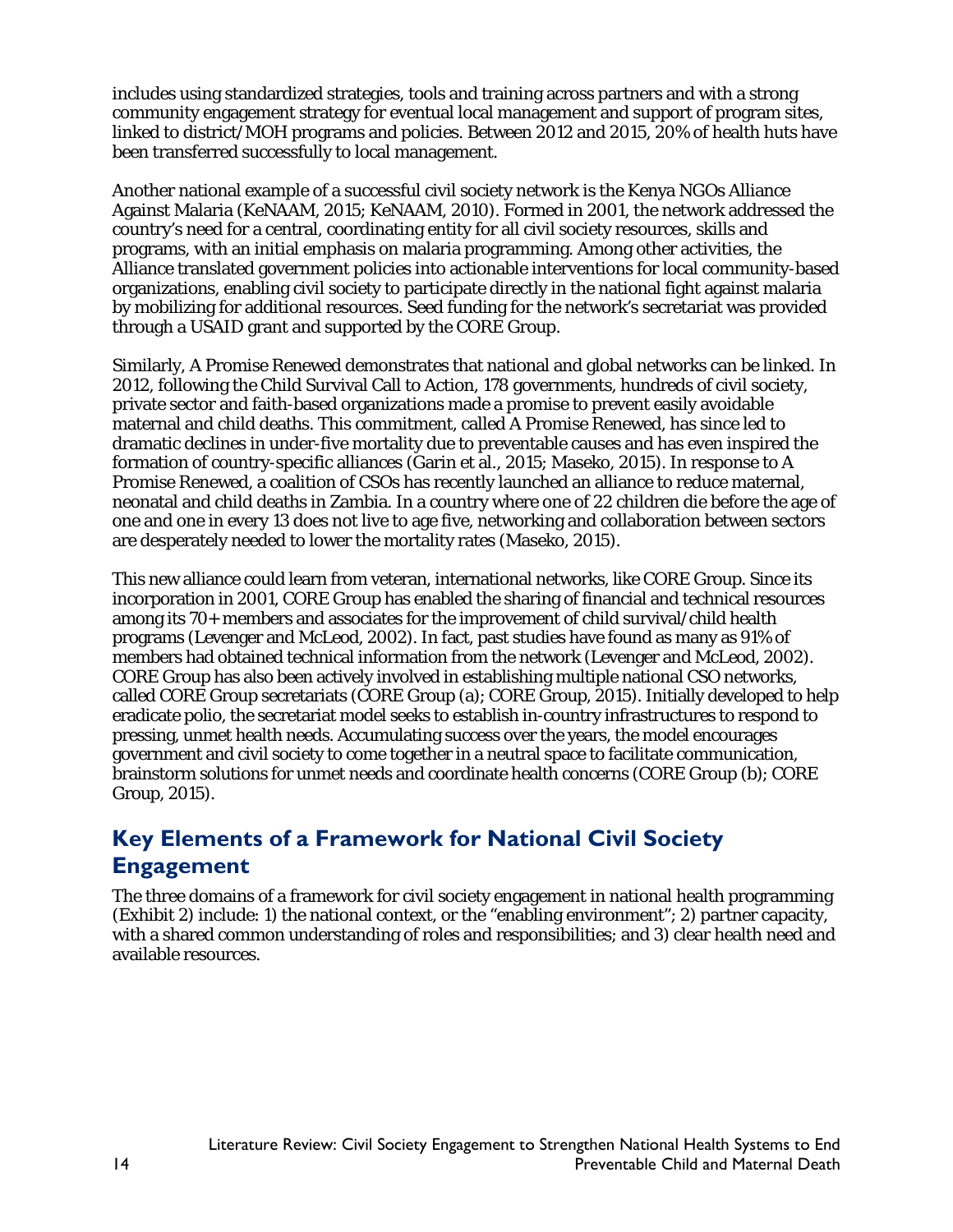includes using standardized strategies, tools and training across partners and with a strong community engagement strategy for eventual local management and support of program sites, linked to district/MOH programs and policies. Between 2012 and 2015, 20% of health huts have been transferred successfully to local management.

Another national example of a successful civil society network is the Kenya NGOs Alliance Against Malaria (KeNAAM, 2015; KeNAAM, 2010). Formed in 2001, the network addressed the country's need for a central, coordinating entity for all civil society resources, skills and programs, with an initial emphasis on malaria programming. Among other activities, the Alliance translated government policies into actionable interventions for local community-based organizations, enabling civil society to participate directly in the national fight against malaria by mobilizing for additional resources. Seed funding for the network's secretariat was provided through a USAID grant and supported by the CORE Group.

Similarly, A Promise Renewed demonstrates that national and global networks can be linked. In 2012, following the Child Survival Call to Action, 178 governments, hundreds of civil society, private sector and faith-based organizations made a promise to prevent easily avoidable maternal and child deaths. This commitment, called A Promise Renewed, has since led to dramatic declines in under-five mortality due to preventable causes and has even inspired the formation of country-specific alliances (Garin et al., 2015; Maseko, 2015). In response to A Promise Renewed, a coalition of CSOs has recently launched an alliance to reduce maternal, neonatal and child deaths in Zambia. In a country where one of 22 children die before the age of one and one in every 13 does not live to age five, networking and collaboration between sectors are desperately needed to lower the mortality rates (Maseko, 2015).

This new alliance could learn from veteran, international networks, like CORE Group. Since its incorporation in 2001, CORE Group has enabled the sharing of financial and technical resources among its 70+ members and associates for the improvement of child survival/child health programs (Levenger and McLeod, 2002). In fact, past studies have found as many as 91% of members had obtained technical information from the network (Levenger and McLeod, 2002). CORE Group has also been actively involved in establishing multiple national CSO networks, called CORE Group secretariats (CORE Group (a); CORE Group, 2015). Initially developed to help eradicate polio, the secretariat model seeks to establish in-country infrastructures to respond to pressing, unmet health needs. Accumulating success over the years, the model encourages government and civil society to come together in a neutral space to facilitate communication, brainstorm solutions for unmet needs and coordinate health concerns (CORE Group (b); CORE Group, 2015).

## Key Elements of a Framework for National Civil Society Engagement

The three domains of a framework for civil society engagement in national health programming (Exhibit 2) include: 1) the national context, or the "enabling environment"; 2) partner capacity, with a shared common understanding of roles and responsibilities; and 3) clear health need and available resources.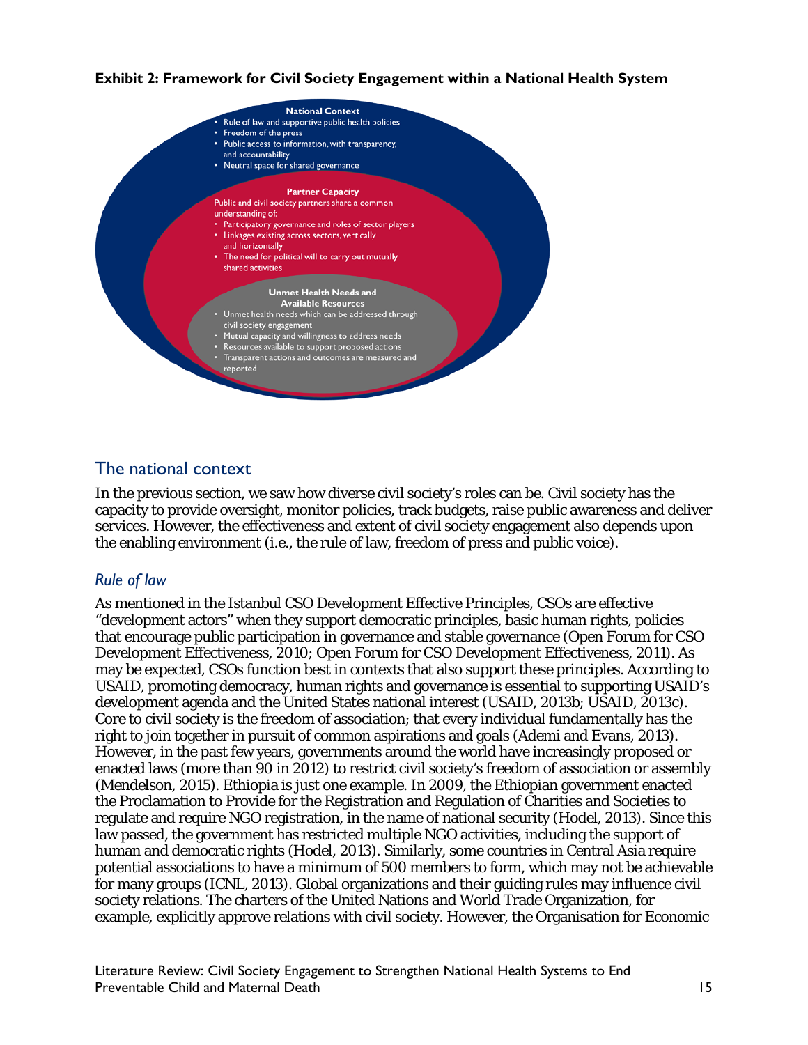**Exhibit 2: Framework for Civil Society Engagement within a National Health System**

**National Context**

- Rule of law and supportive public health policies
- Freedom of the press
- Public access to information, with transparency, and accountability
- Neutral space for shared governance

**Partner Capacity**

Public and civil society partners share a common understanding of:

- Participatory governance and roles of sector players
- Linkages existing across sectors, vertically and horizontally
- The need for political will to carry out mutually shared activities

**Unmet Health Needs and Available Resources**

- Unmet health needs which can be addressed through civil society engagement
- Mutual capacity and willingness to address needs
- Resources available to support proposed actions
- Transparent actions and outcomes are measured and reported

## The national context

In the previous section, we saw how diverse civil society's roles can be. Civil society has the capacity to provide oversight, monitor policies, track budgets, raise public awareness and deliver services. However, the effectiveness and extent of civil society engagement also depends upon the enabling environment (i.e., the rule of law, freedom of press and public voice).

### *Rule of law*

As mentioned in the Istanbul CSO Development Effective Principles, CSOs are effective "development actors" when they support democratic principles, basic human rights, policies that encourage public participation in governance and stable governance (Open Forum for CSO Development Effectiveness, 2010; Open Forum for CSO Development Effectiveness, 2011). As may be expected, CSOs function best in contexts that also support these principles. According to USAID, promoting democracy, human rights and governance is essential to supporting USAID's development agenda and the United States national interest (USAID, 2013b; USAID, 2013c). Core to civil society is the freedom of association; that every individual fundamentally has the right to join together in pursuit of common aspirations and goals (Ademi and Evans, 2013). However, in the past few years, governments around the world have increasingly proposed or enacted laws (more than 90 in 2012) to restrict civil society's freedom of association or assembly (Mendelson, 2015). Ethiopia is just one example. In 2009, the Ethiopian government enacted the Proclamation to Provide for the Registration and Regulation of Charities and Societies to regulate and require NGO registration, in the name of national security (Hodel, 2013). Since this law passed, the government has restricted multiple NGO activities, including the support of human and democratic rights (Hodel, 2013). Similarly, some countries in Central Asia require potential associations to have a minimum of 500 members to form, which may not be achievable for many groups (ICNL, 2013). Global organizations and their guiding rules may influence civil society relations. The charters of the United Nations and World Trade Organization, for example, explicitly approve relations with civil society. However, the Organisation for Economic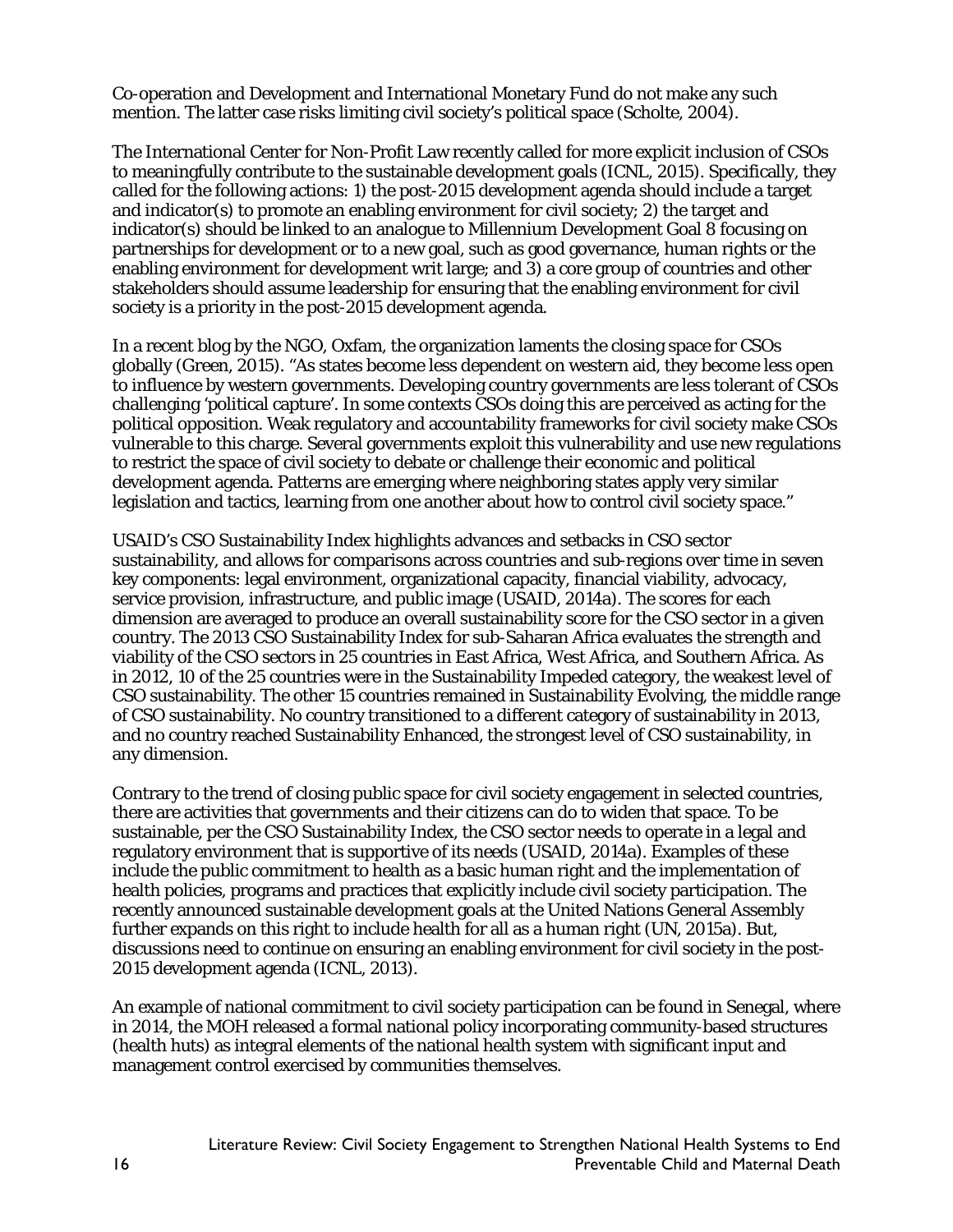Co-operation and Development and International Monetary Fund do not make any such mention. The latter case risks limiting civil society's political space (Scholte, 2004).

The International Center for Non-Profit Law recently called for more explicit inclusion of CSOs to meaningfully contribute to the sustainable development goals (ICNL, 2015). Specifically, they called for the following actions: 1) the post-2015 development agenda should include a target and indicator(s) to promote an enabling environment for civil society; 2) the target and indicator(s) should be linked to an analogue to Millennium Development Goal 8 focusing on partnerships for development or to a new goal, such as good governance, human rights or the enabling environment for development writ large; and 3) a core group of countries and other stakeholders should assume leadership for ensuring that the enabling environment for civil society is a priority in the post-2015 development agenda.

In a recent blog by the NGO, Oxfam, the organization laments the closing space for CSOs globally (Green, 2015). "As states become less dependent on western aid, they become less open to influence by western governments. Developing country governments are less tolerant of CSOs challenging 'political capture'. In some contexts CSOs doing this are perceived as acting for the political opposition. Weak regulatory and accountability frameworks for civil society make CSOs vulnerable to this charge. Several governments exploit this vulnerability and use new regulations to restrict the space of civil society to debate or challenge their economic and political development agenda. Patterns are emerging where neighboring states apply very similar legislation and tactics, learning from one another about how to control civil society space."

USAID's CSO Sustainability Index highlights advances and setbacks in CSO sector sustainability, and allows for comparisons across countries and sub-regions over time in seven key components: legal environment, organizational capacity, financial viability, advocacy, service provision, infrastructure, and public image (USAID, 2014a). The scores for each dimension are averaged to produce an overall sustainability score for the CSO sector in a given country. The 2013 CSO Sustainability Index for sub-Saharan Africa evaluates the strength and viability of the CSO sectors in 25 countries in East Africa, West Africa, and Southern Africa. As in 2012, 10 of the 25 countries were in the Sustainability Impeded category, the weakest level of CSO sustainability. The other 15 countries remained in Sustainability Evolving, the middle range of CSO sustainability. No country transitioned to a different category of sustainability in 2013, and no country reached Sustainability Enhanced, the strongest level of CSO sustainability, in any dimension.

Contrary to the trend of closing public space for civil society engagement in selected countries, there are activities that governments and their citizens can do to widen that space. To be sustainable, per the CSO Sustainability Index, the CSO sector needs to operate in a legal and regulatory environment that is supportive of its needs (USAID, 2014a). Examples of these include the public commitment to health as a basic human right and the implementation of health policies, programs and practices that explicitly include civil society participation. The recently announced sustainable development goals at the United Nations General Assembly further expands on this right to include health for all as a human right (UN, 2015a). But, discussions need to continue on ensuring an enabling environment for civil society in the post-2015 development agenda (ICNL, 2013).

An example of national commitment to civil society participation can be found in Senegal, where in 2014, the MOH released a formal national policy incorporating community-based structures (health huts) as integral elements of the national health system with significant input and management control exercised by communities themselves.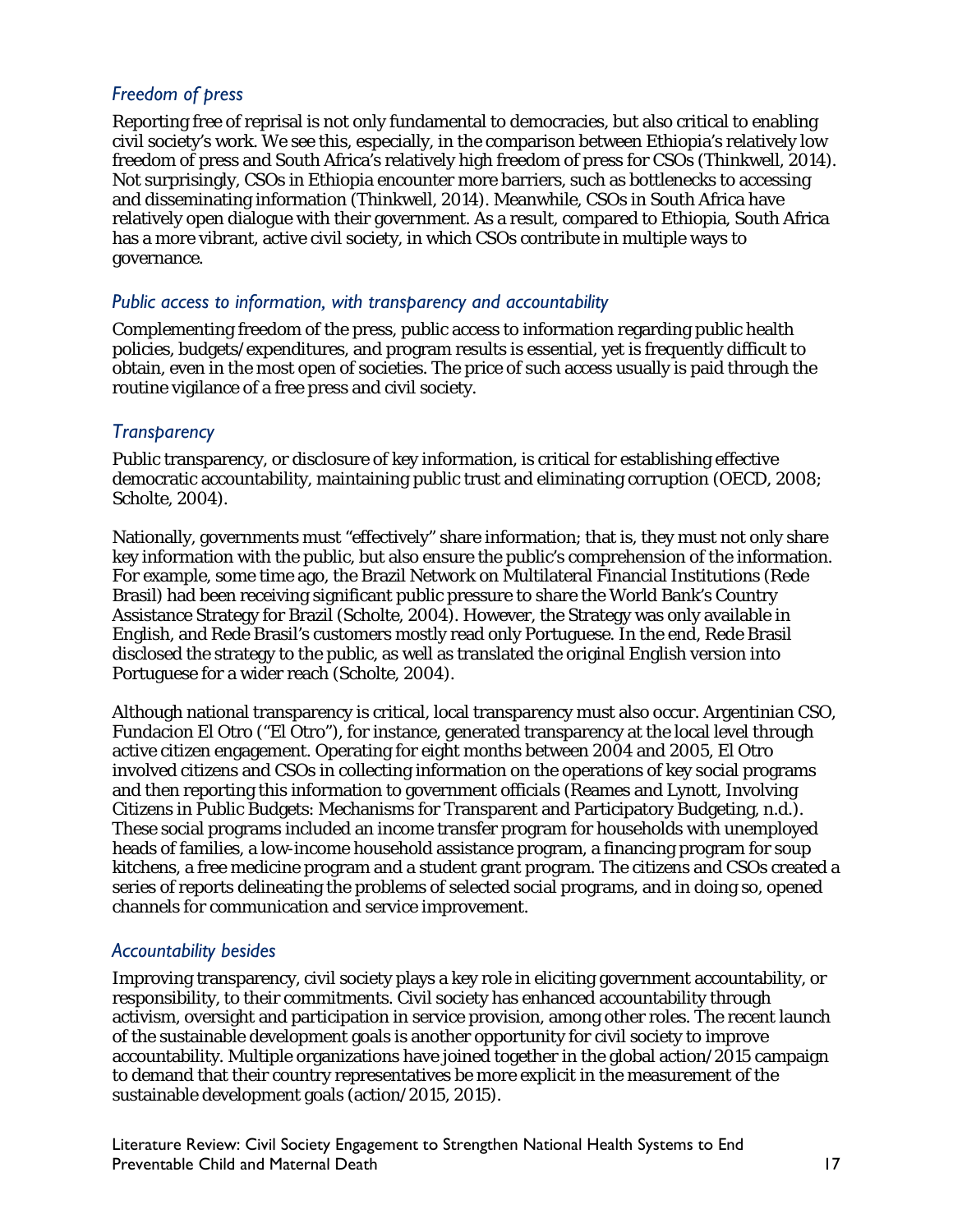### *Freedom of press*

Reporting free of reprisal is not only fundamental to democracies, but also critical to enabling civil society's work. We see this, especially, in the comparison between Ethiopia's relatively low freedom of press and South Africa's relatively high freedom of press for CSOs (Thinkwell, 2014). Not surprisingly, CSOs in Ethiopia encounter more barriers, such as bottlenecks to accessing and disseminating information (Thinkwell, 2014). Meanwhile, CSOs in South Africa have relatively open dialogue with their government. As a result, compared to Ethiopia, South Africa has a more vibrant, active civil society, in which CSOs contribute in multiple ways to governance.

### *Public access to information, with transparency and accountability*

Complementing freedom of the press, public access to information regarding public health policies, budgets/expenditures, and program results is essential, yet is frequently difficult to obtain, even in the most open of societies. The price of such access usually is paid through the routine vigilance of a free press and civil society.

### *Transparency*

Public transparency, or disclosure of key information, is critical for establishing effective democratic accountability, maintaining public trust and eliminating corruption (OECD, 2008; Scholte, 2004).

Nationally, governments must "effectively" share information; that is, they must not only share key information with the public, but also ensure the public's comprehension of the information. For example, some time ago, the Brazil Network on Multilateral Financial Institutions (Rede Brasil) had been receiving significant public pressure to share the World Bank's Country Assistance Strategy for Brazil (Scholte, 2004). However, the Strategy was only available in English, and Rede Brasil's customers mostly read only Portuguese. In the end, Rede Brasil disclosed the strategy to the public, as well as translated the original English version into Portuguese for a wider reach (Scholte, 2004).

Although national transparency is critical, local transparency must also occur. Argentinian CSO, Fundacion El Otro ("El Otro"), for instance, generated transparency at the local level through active citizen engagement. Operating for eight months between 2004 and 2005, El Otro involved citizens and CSOs in collecting information on the operations of key social programs and then reporting this information to government officials (Reames and Lynott, Involving Citizens in Public Budgets: Mechanisms for Transparent and Participatory Budgeting, n.d.). These social programs included an income transfer program for households with unemployed heads of families, a low-income household assistance program, a financing program for soup kitchens, a free medicine program and a student grant program. The citizens and CSOs created a series of reports delineating the problems of selected social programs, and in doing so, opened channels for communication and service improvement.

### *Accountability besides*

Improving transparency, civil society plays a key role in eliciting government accountability, or responsibility, to their commitments. Civil society has enhanced accountability through activism, oversight and participation in service provision, among other roles. The recent launch of the sustainable development goals is another opportunity for civil society to improve accountability. Multiple organizations have joined together in the global action/2015 campaign to demand that their country representatives be more explicit in the measurement of the sustainable development goals (action/2015, 2015).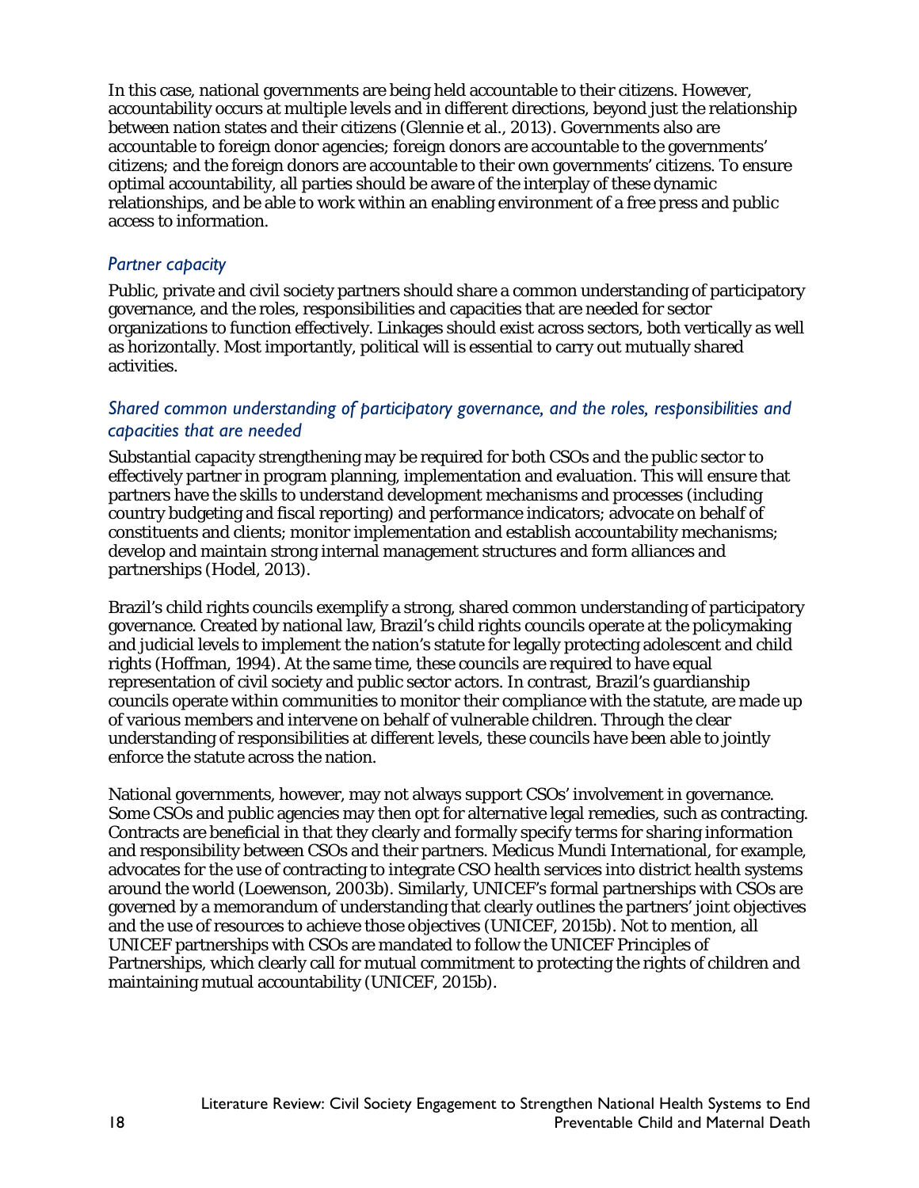In this case, national governments are being held accountable to their citizens. However, accountability occurs at multiple levels and in different directions, beyond just the relationship between nation states and their citizens (Glennie et al., 2013). Governments also are accountable to foreign donor agencies; foreign donors are accountable to the governments' citizens; and the foreign donors are accountable to their own governments' citizens. To ensure optimal accountability, all parties should be aware of the interplay of these dynamic relationships, and be able to work within an enabling environment of a free press and public access to information.

### *Partner capacity*

Public, private and civil society partners should share a common understanding of participatory governance, and the roles, responsibilities and capacities that are needed for sector organizations to function effectively. Linkages should exist across sectors, both vertically as well as horizontally. Most importantly, political will is essential to carry out mutually shared activities.

### *Shared common understanding of participatory governance, and the roles, responsibilities and capacities that are needed*

Substantial capacity strengthening may be required for both CSOs and the public sector to effectively partner in program planning, implementation and evaluation. This will ensure that partners have the skills to understand development mechanisms and processes (including country budgeting and fiscal reporting) and performance indicators; advocate on behalf of constituents and clients; monitor implementation and establish accountability mechanisms; develop and maintain strong internal management structures and form alliances and partnerships (Hodel, 2013).

Brazil's child rights councils exemplify a strong, shared common understanding of participatory governance. Created by national law, Brazil's child rights councils operate at the policymaking and judicial levels to implement the nation's statute for legally protecting adolescent and child rights (Hoffman, 1994). At the same time, these councils are required to have equal representation of civil society and public sector actors. In contrast, Brazil's guardianship councils operate within communities to monitor their compliance with the statute, are made up of various members and intervene on behalf of vulnerable children. Through the clear understanding of responsibilities at different levels, these councils have been able to jointly enforce the statute across the nation.

National governments, however, may not always support CSOs' involvement in governance. Some CSOs and public agencies may then opt for alternative legal remedies, such as contracting. Contracts are beneficial in that they clearly and formally specify terms for sharing information and responsibility between CSOs and their partners. Medicus Mundi International, for example, advocates for the use of contracting to integrate CSO health services into district health systems around the world (Loewenson, 2003b). Similarly, UNICEF's formal partnerships with CSOs are governed by a memorandum of understanding that clearly outlines the partners' joint objectives and the use of resources to achieve those objectives (UNICEF, 2015b). Not to mention, all UNICEF partnerships with CSOs are mandated to follow the UNICEF Principles of Partnerships, which clearly call for mutual commitment to protecting the rights of children and maintaining mutual accountability (UNICEF, 2015b).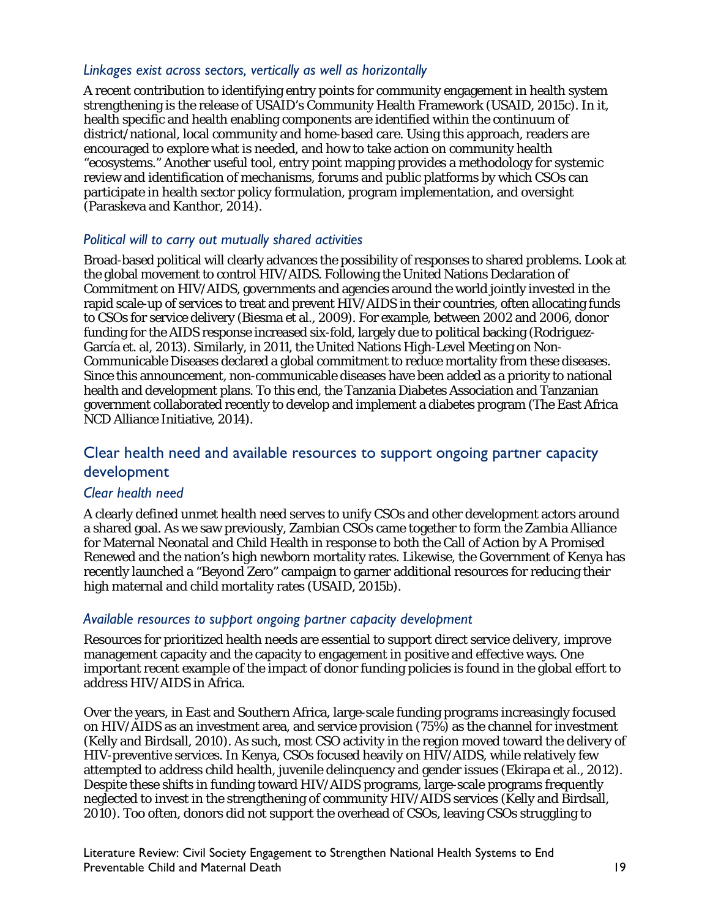### *Linkages exist across sectors, vertically as well as horizontally*

A recent contribution to identifying entry points for community engagement in health system strengthening is the release of USAID's Community Health Framework (USAID, 2015c). In it, health specific and health enabling components are identified within the continuum of district/national, local community and home-based care. Using this approach, readers are encouraged to explore what is needed, and how to take action on community health "ecosystems." Another useful tool, entry point mapping provides a methodology for systemic review and identification of mechanisms, forums and public platforms by which CSOs can participate in health sector policy formulation, program implementation, and oversight (Paraskeva and Kanthor, 2014).

### *Political will to carry out mutually shared activities*

Broad-based political will clearly advances the possibility of responses to shared problems. Look at the global movement to control HIV/AIDS. Following the United Nations Declaration of Commitment on HIV/AIDS, governments and agencies around the world jointly invested in the rapid scale-up of services to treat and prevent HIV/AIDS in their countries, often allocating funds to CSOs for service delivery (Biesma et al., 2009). For example, between 2002 and 2006, donor funding for the AIDS response increased six-fold, largely due to political backing (Rodriguez-García et. al, 2013). Similarly, in 2011, the United Nations High-Level Meeting on Non-Communicable Diseases declared a global commitment to reduce mortality from these diseases. Since this announcement, non-communicable diseases have been added as a priority to national health and development plans. To this end, the Tanzania Diabetes Association and Tanzanian government collaborated recently to develop and implement a diabetes program (The East Africa NCD Alliance Initiative, 2014).

## Clear health need and available resources to support ongoing partner capacity development

### *Clear health need*

A clearly defined unmet health need serves to unify CSOs and other development actors around a shared goal. As we saw previously, Zambian CSOs came together to form the Zambia Alliance for Maternal Neonatal and Child Health in response to both the Call of Action by A Promised Renewed and the nation's high newborn mortality rates. Likewise, the Government of Kenya has recently launched a "Beyond Zero" campaign to garner additional resources for reducing their high maternal and child mortality rates (USAID, 2015b).

### *Available resources to support ongoing partner capacity development*

Resources for prioritized health needs are essential to support direct service delivery, improve management capacity and the capacity to engagement in positive and effective ways. One important recent example of the impact of donor funding policies is found in the global effort to address HIV/AIDS in Africa.

Over the years, in East and Southern Africa, large-scale funding programs increasingly focused on HIV/AIDS as an investment area, and service provision (75%) as the channel for investment (Kelly and Birdsall, 2010). As such, most CSO activity in the region moved toward the delivery of HIV-preventive services. In Kenya, CSOs focused heavily on HIV/AIDS, while relatively few attempted to address child health, juvenile delinquency and gender issues (Ekirapa et al., 2012). Despite these shifts in funding toward HIV/AIDS programs, large-scale programs frequently neglected to invest in the strengthening of community HIV/AIDS services (Kelly and Birdsall, 2010). Too often, donors did not support the overhead of CSOs, leaving CSOs struggling to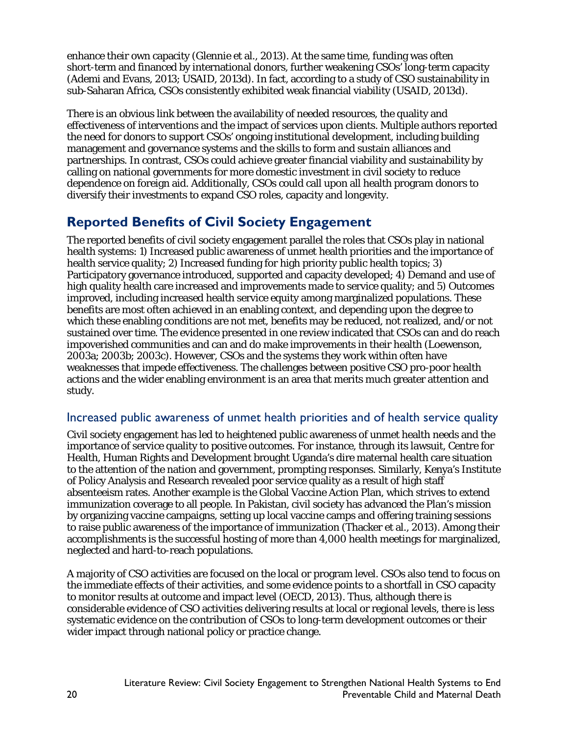enhance their own capacity (Glennie et al., 2013). At the same time, funding was often short-term and financed by international donors, further weakening CSOs' long-term capacity (Ademi and Evans, 2013; USAID, 2013d). In fact, according to a study of CSO sustainability in sub-Saharan Africa, CSOs consistently exhibited weak financial viability (USAID, 2013d).

There is an obvious link between the availability of needed resources, the quality and effectiveness of interventions and the impact of services upon clients. Multiple authors reported the need for donors to support CSOs' ongoing institutional development, including building management and governance systems and the skills to form and sustain alliances and partnerships. In contrast, CSOs could achieve greater financial viability and sustainability by calling on national governments for more domestic investment in civil society to reduce dependence on foreign aid. Additionally, CSOs could call upon all health program donors to diversify their investments to expand CSO roles, capacity and longevity.

## Reported Benefits of Civil Society Engagement

The reported benefits of civil society engagement parallel the roles that CSOs play in national health systems: 1) Increased public awareness of unmet health priorities and the importance of health service quality; 2) Increased funding for high priority public health topics; 3) Participatory governance introduced, supported and capacity developed; 4) Demand and use of high quality health care increased and improvements made to service quality; and 5) Outcomes improved, including increased health service equity among marginalized populations. These benefits are most often achieved in an enabling context, and depending upon the degree to which these enabling conditions are not met, benefits may be reduced, not realized, and/or not sustained over time. The evidence presented in one review indicated that CSOs can and do reach impoverished communities and can and do make improvements in their health (Loewenson, 2003a; 2003b; 2003c). However, CSOs and the systems they work within often have weaknesses that impede effectiveness. The challenges between positive CSO pro-poor health actions and the wider enabling environment is an area that merits much greater attention and study.

### Increased public awareness of unmet health priorities and of health service quality

Civil society engagement has led to heightened public awareness of unmet health needs and the importance of service quality to positive outcomes. For instance, through its lawsuit, Centre for Health, Human Rights and Development brought Uganda's dire maternal health care situation to the attention of the nation and government, prompting responses. Similarly, Kenya's Institute of Policy Analysis and Research revealed poor service quality as a result of high staff absenteeism rates. Another example is the Global Vaccine Action Plan, which strives to extend immunization coverage to all people. In Pakistan, civil society has advanced the Plan's mission by organizing vaccine campaigns, setting up local vaccine camps and offering training sessions to raise public awareness of the importance of immunization (Thacker et al., 2013). Among their accomplishments is the successful hosting of more than 4,000 health meetings for marginalized, neglected and hard-to-reach populations.

A majority of CSO activities are focused on the local or program level. CSOs also tend to focus on the immediate effects of their activities, and some evidence points to a shortfall in CSO capacity to monitor results at outcome and impact level (OECD, 2013). Thus, although there is considerable evidence of CSO activities delivering results at local or regional levels, there is less systematic evidence on the contribution of CSOs to long-term development outcomes or their wider impact through national policy or practice change.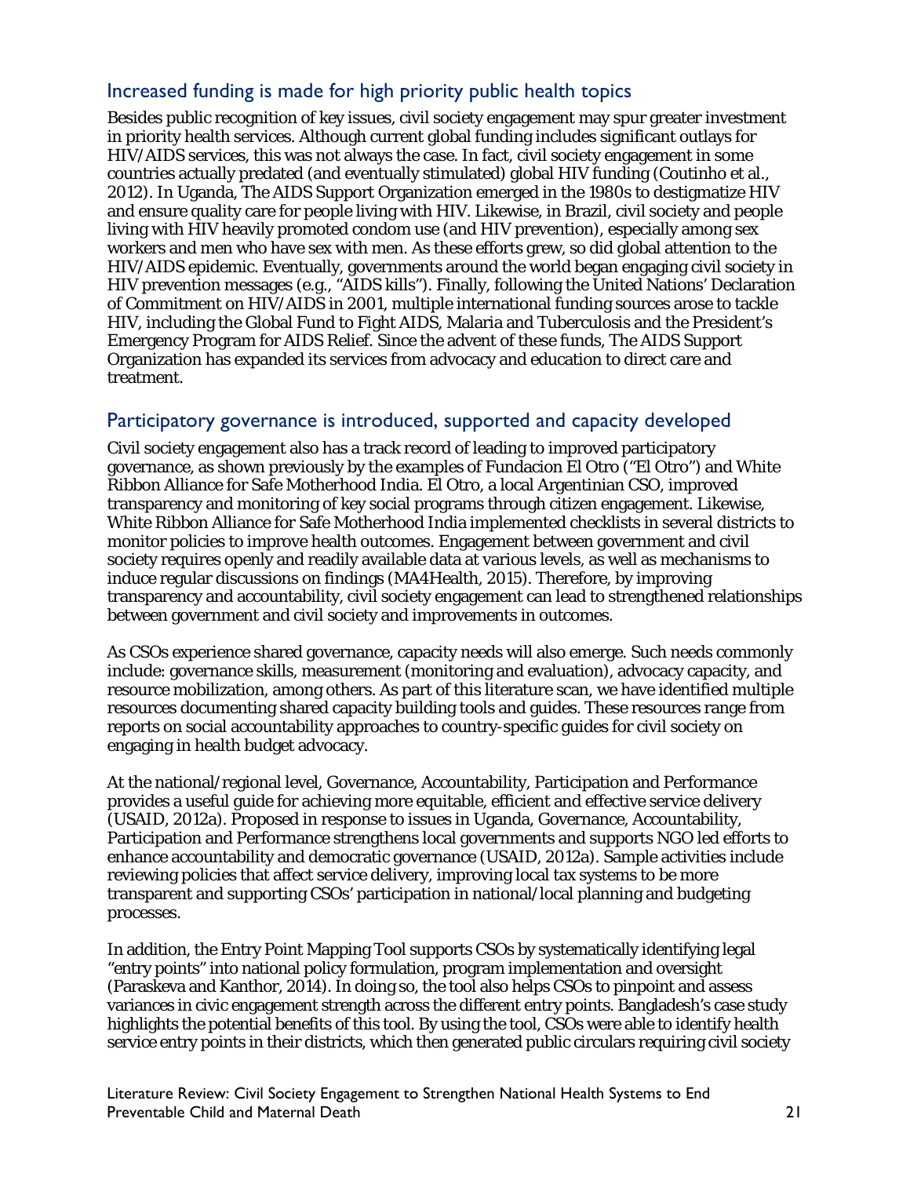## Increased funding is made for high priority public health topics

Besides public recognition of key issues, civil society engagement may spur greater investment in priority health services. Although current global funding includes significant outlays for HIV/AIDS services, this was not always the case. In fact, civil society engagement in some countries actually predated (and eventually stimulated) global HIV funding (Coutinho et al., 2012). In Uganda, The AIDS Support Organization emerged in the 1980s to destigmatize HIV and ensure quality care for people living with HIV. Likewise, in Brazil, civil society and people living with HIV heavily promoted condom use (and HIV prevention), especially among sex workers and men who have sex with men. As these efforts grew, so did global attention to the HIV/AIDS epidemic. Eventually, governments around the world began engaging civil society in HIV prevention messages (e.g., "AIDS kills"). Finally, following the United Nations' Declaration of Commitment on HIV/AIDS in 2001, multiple international funding sources arose to tackle HIV, including the Global Fund to Fight AIDS, Malaria and Tuberculosis and the President's Emergency Program for AIDS Relief. Since the advent of these funds, The AIDS Support Organization has expanded its services from advocacy and education to direct care and treatment.

## Participatory governance is introduced, supported and capacity developed

Civil society engagement also has a track record of leading to improved participatory governance, as shown previously by the examples of Fundacion El Otro ("El Otro") and White Ribbon Alliance for Safe Motherhood India. El Otro, a local Argentinian CSO, improved transparency and monitoring of key social programs through citizen engagement. Likewise, White Ribbon Alliance for Safe Motherhood India implemented checklists in several districts to monitor policies to improve health outcomes. Engagement between government and civil society requires openly and readily available data at various levels, as well as mechanisms to induce regular discussions on findings (MA4Health, 2015). Therefore, by improving transparency and accountability, civil society engagement can lead to strengthened relationships between government and civil society and improvements in outcomes.

As CSOs experience shared governance, capacity needs will also emerge. Such needs commonly include: governance skills, measurement (monitoring and evaluation), advocacy capacity, and resource mobilization, among others. As part of this literature scan, we have identified multiple resources documenting shared capacity building tools and guides. These resources range from reports on social accountability approaches to country-specific guides for civil society on engaging in health budget advocacy.

At the national/regional level, Governance, Accountability, Participation and Performance provides a useful guide for achieving more equitable, efficient and effective service delivery (USAID, 2012a). Proposed in response to issues in Uganda, Governance, Accountability, Participation and Performance strengthens local governments and supports NGO led efforts to enhance accountability and democratic governance (USAID, 2012a). Sample activities include reviewing policies that affect service delivery, improving local tax systems to be more transparent and supporting CSOs' participation in national/local planning and budgeting processes.

In addition, the Entry Point Mapping Tool supports CSOs by systematically identifying legal "entry points" into national policy formulation, program implementation and oversight (Paraskeva and Kanthor, 2014). In doing so, the tool also helps CSOs to pinpoint and assess variances in civic engagement strength across the different entry points. Bangladesh's case study highlights the potential benefits of this tool. By using the tool, CSOs were able to identify health service entry points in their districts, which then generated public circulars requiring civil society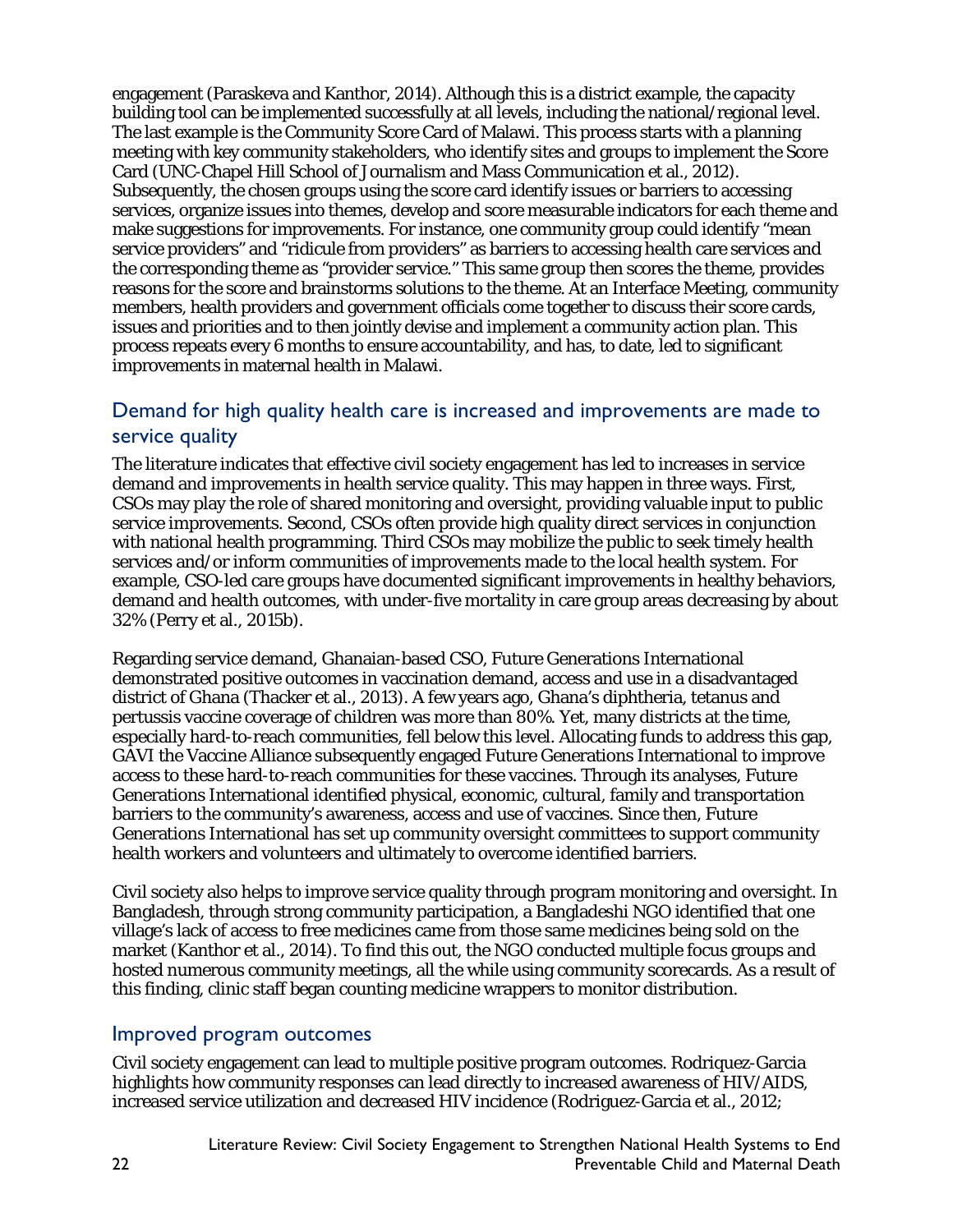engagement (Paraskeva and Kanthor, 2014). Although this is a district example, the capacity building tool can be implemented successfully at all levels, including the national/regional level. The last example is the Community Score Card of Malawi. This process starts with a planning meeting with key community stakeholders, who identify sites and groups to implement the Score Card (UNC-Chapel Hill School of Journalism and Mass Communication et al., 2012). Subsequently, the chosen groups using the score card identify issues or barriers to accessing services, organize issues into themes, develop and score measurable indicators for each theme and make suggestions for improvements. For instance, one community group could identify "mean service providers" and "ridicule from providers" as barriers to accessing health care services and the corresponding theme as "provider service." This same group then scores the theme, provides reasons for the score and brainstorms solutions to the theme. At an Interface Meeting, community members, health providers and government officials come together to discuss their score cards, issues and priorities and to then jointly devise and implement a community action plan. This process repeats every 6 months to ensure accountability, and has, to date, led to significant improvements in maternal health in Malawi.

## Demand for high quality health care is increased and improvements are made to service quality

The literature indicates that effective civil society engagement has led to increases in service demand and improvements in health service quality. This may happen in three ways. First, CSOs may play the role of shared monitoring and oversight, providing valuable input to public service improvements. Second, CSOs often provide high quality direct services in conjunction with national health programming. Third CSOs may mobilize the public to seek timely health services and/or inform communities of improvements made to the local health system. For example, CSO-led care groups have documented significant improvements in healthy behaviors, demand and health outcomes, with under-five mortality in care group areas decreasing by about 32% (Perry et al., 2015b).

Regarding service demand, Ghanaian-based CSO, Future Generations International demonstrated positive outcomes in vaccination demand, access and use in a disadvantaged district of Ghana (Thacker et al., 2013). A few years ago, Ghana's diphtheria, tetanus and pertussis vaccine coverage of children was more than 80%. Yet, many districts at the time, especially hard-to-reach communities, fell below this level. Allocating funds to address this gap, GAVI the Vaccine Alliance subsequently engaged Future Generations International to improve access to these hard-to-reach communities for these vaccines. Through its analyses, Future Generations International identified physical, economic, cultural, family and transportation barriers to the community's awareness, access and use of vaccines. Since then, Future Generations International has set up community oversight committees to support community health workers and volunteers and ultimately to overcome identified barriers.

Civil society also helps to improve service quality through program monitoring and oversight. In Bangladesh, through strong community participation, a Bangladeshi NGO identified that one village's lack of access to free medicines came from those same medicines being sold on the market (Kanthor et al., 2014). To find this out, the NGO conducted multiple focus groups and hosted numerous community meetings, all the while using community scorecards. As a result of this finding, clinic staff began counting medicine wrappers to monitor distribution.

## Improved program outcomes

Civil society engagement can lead to multiple positive program outcomes. Rodriquez-Garcia highlights how community responses can lead directly to increased awareness of HIV/AIDS, increased service utilization and decreased HIV incidence (Rodriguez-Garcia et al., 2012;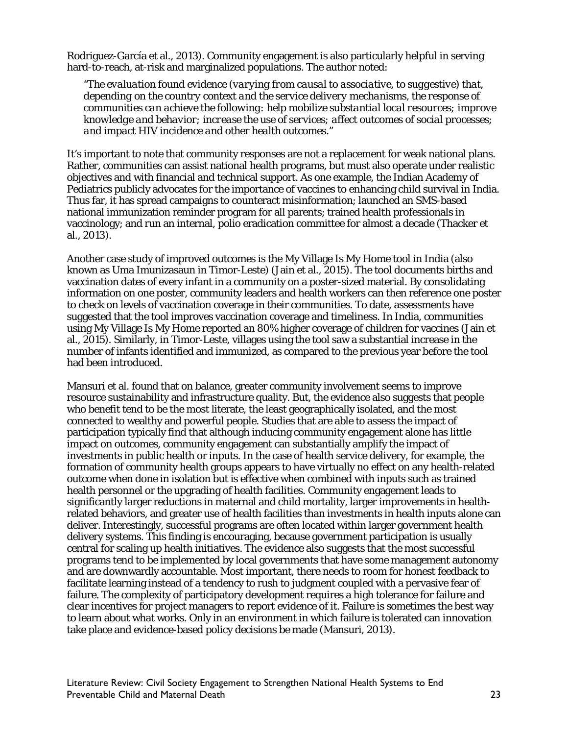Rodriguez-García et al., 2013). Community engagement is also particularly helpful in serving hard-to-reach, at-risk and marginalized populations. The author noted:

> "*The evaluation found evidence (varying from causal to associative, to suggestive) that, depending on the country context and the service delivery mechanisms, the response of communities can achieve the following: help mobilize substantial local resources; improve knowledge and behavior; increase the use of services; affect outcomes of social processes; and impact HIV incidence and other health outcomes.*"

It's important to note that community responses are not a replacement for weak national plans. Rather, communities can assist national health programs, but must also operate under realistic objectives and with financial and technical support. As one example, the Indian Academy of Pediatrics publicly advocates for the importance of vaccines to enhancing child survival in India. Thus far, it has spread campaigns to counteract misinformation; launched an SMS-based national immunization reminder program for all parents; trained health professionals in vaccinology; and run an internal, polio eradication committee for almost a decade (Thacker et al., 2013).

Another case study of improved outcomes is the My Village Is My Home tool in India (also known as Uma Imunizasaun in Timor-Leste) (Jain et al., 2015). The tool documents births and vaccination dates of every infant in a community on a poster-sized material. By consolidating information on one poster, community leaders and health workers can then reference one poster to check on levels of vaccination coverage in their communities. To date, assessments have suggested that the tool improves vaccination coverage and timeliness. In India, communities using My Village Is My Home reported an 80% higher coverage of children for vaccines (Jain et al., 2015). Similarly, in Timor-Leste, villages using the tool saw a substantial increase in the number of infants identified and immunized, as compared to the previous year before the tool had been introduced.

Mansuri et al. found that on balance, greater community involvement seems to improve resource sustainability and infrastructure quality. But, the evidence also suggests that people who benefit tend to be the most literate, the least geographically isolated, and the most connected to wealthy and powerful people. Studies that are able to assess the impact of participation typically find that although inducing community engagement alone has little impact on outcomes, community engagement can substantially amplify the impact of investments in public health or inputs. In the case of health service delivery, for example, the formation of community health groups appears to have virtually no effect on any health-related outcome when done in isolation but is effective when combined with inputs such as trained health personnel or the upgrading of health facilities. Community engagement leads to significantly larger reductions in maternal and child mortality, larger improvements in health-related behaviors, and greater use of health facilities than investments in health inputs alone can deliver. Interestingly, successful programs are often located within larger government health delivery systems. This finding is encouraging, because government participation is usually central for scaling up health initiatives. The evidence also suggests that the most successful programs tend to be implemented by local governments that have some management autonomy and are downwardly accountable. Most important, there needs to room for honest feedback to facilitate learning instead of a tendency to rush to judgment coupled with a pervasive fear of failure. The complexity of participatory development requires a high tolerance for failure and clear incentives for project managers to report evidence of it. Failure is sometimes the best way to learn about what works. Only in an environment in which failure is tolerated can innovation take place and evidence-based policy decisions be made (Mansuri, 2013).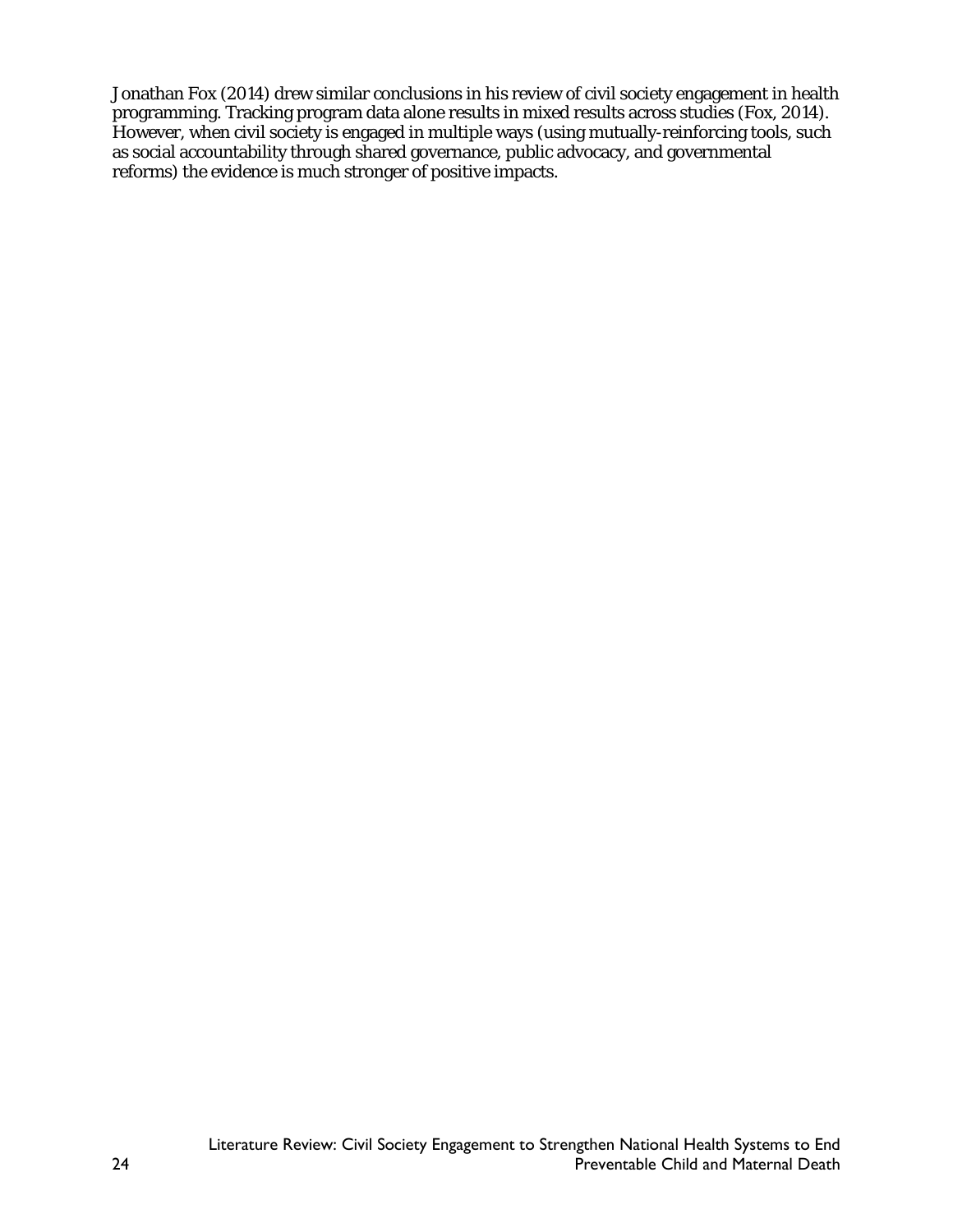Jonathan Fox (2014) drew similar conclusions in his review of civil society engagement in health programming. Tracking program data alone results in mixed results across studies (Fox, 2014). However, when civil society is engaged in multiple ways (using mutually-reinforcing tools, such as social accountability through shared governance, public advocacy, and governmental reforms) the evidence is much stronger of positive impacts.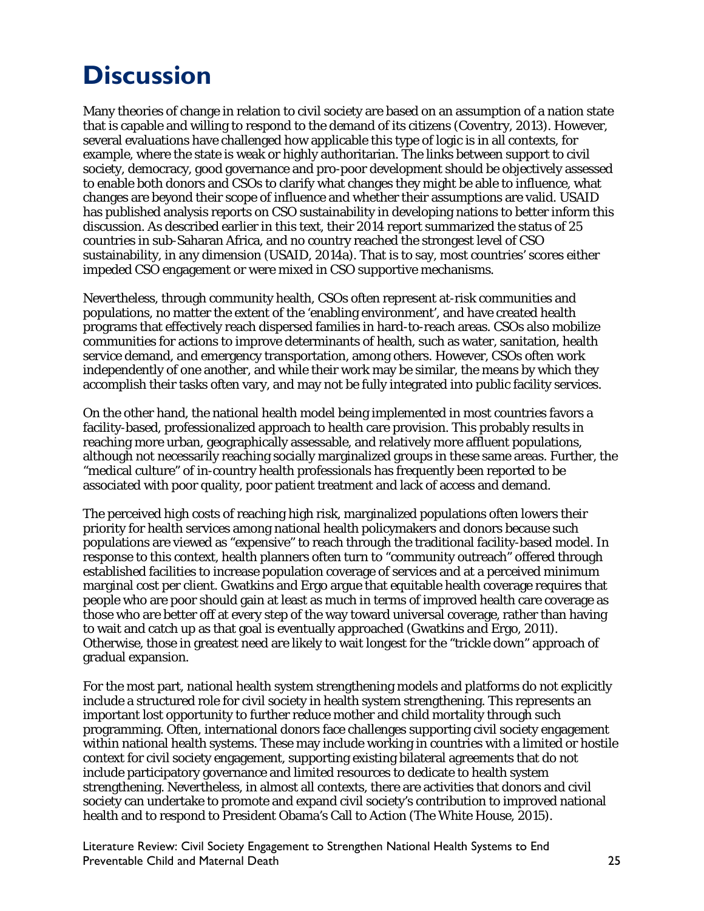# Discussion

Many theories of change in relation to civil society are based on an assumption of a nation state that is capable and willing to respond to the demand of its citizens (Coventry, 2013). However, several evaluations have challenged how applicable this type of logic is in all contexts, for example, where the state is weak or highly authoritarian. The links between support to civil society, democracy, good governance and pro-poor development should be objectively assessed to enable both donors and CSOs to clarify what changes they might be able to influence, what changes are beyond their scope of influence and whether their assumptions are valid. USAID has published analysis reports on CSO sustainability in developing nations to better inform this discussion. As described earlier in this text, their 2014 report summarized the status of 25 countries in sub-Saharan Africa, and no country reached the strongest level of CSO sustainability, in any dimension (USAID, 2014a). That is to say, most countries' scores either impeded CSO engagement or were mixed in CSO supportive mechanisms.

Nevertheless, through community health, CSOs often represent at-risk communities and populations, no matter the extent of the 'enabling environment', and have created health programs that effectively reach dispersed families in hard-to-reach areas. CSOs also mobilize communities for actions to improve determinants of health, such as water, sanitation, health service demand, and emergency transportation, among others. However, CSOs often work independently of one another, and while their work may be similar, the means by which they accomplish their tasks often vary, and may not be fully integrated into public facility services.

On the other hand, the national health model being implemented in most countries favors a facility-based, professionalized approach to health care provision. This probably results in reaching more urban, geographically assessable, and relatively more affluent populations, although not necessarily reaching socially marginalized groups in these same areas. Further, the "medical culture" of in-country health professionals has frequently been reported to be associated with poor quality, poor patient treatment and lack of access and demand.

The perceived high costs of reaching high risk, marginalized populations often lowers their priority for health services among national health policymakers and donors because such populations are viewed as "expensive" to reach through the traditional facility-based model. In response to this context, health planners often turn to "community outreach" offered through established facilities to increase population coverage of services and at a perceived minimum marginal cost per client. Gwatkins and Ergo argue that equitable health coverage requires that people who are poor should gain at least as much in terms of improved health care coverage as those who are better off at every step of the way toward universal coverage, rather than having to wait and catch up as that goal is eventually approached (Gwatkins and Ergo, 2011). Otherwise, those in greatest need are likely to wait longest for the "trickle down" approach of gradual expansion.

For the most part, national health system strengthening models and platforms do not explicitly include a structured role for civil society in health system strengthening. This represents an important lost opportunity to further reduce mother and child mortality through such programming. Often, international donors face challenges supporting civil society engagement within national health systems. These may include working in countries with a limited or hostile context for civil society engagement, supporting existing bilateral agreements that do not include participatory governance and limited resources to dedicate to health system strengthening. Nevertheless, in almost all contexts, there are activities that donors and civil society can undertake to promote and expand civil society's contribution to improved national health and to respond to President Obama's Call to Action (The White House, 2015).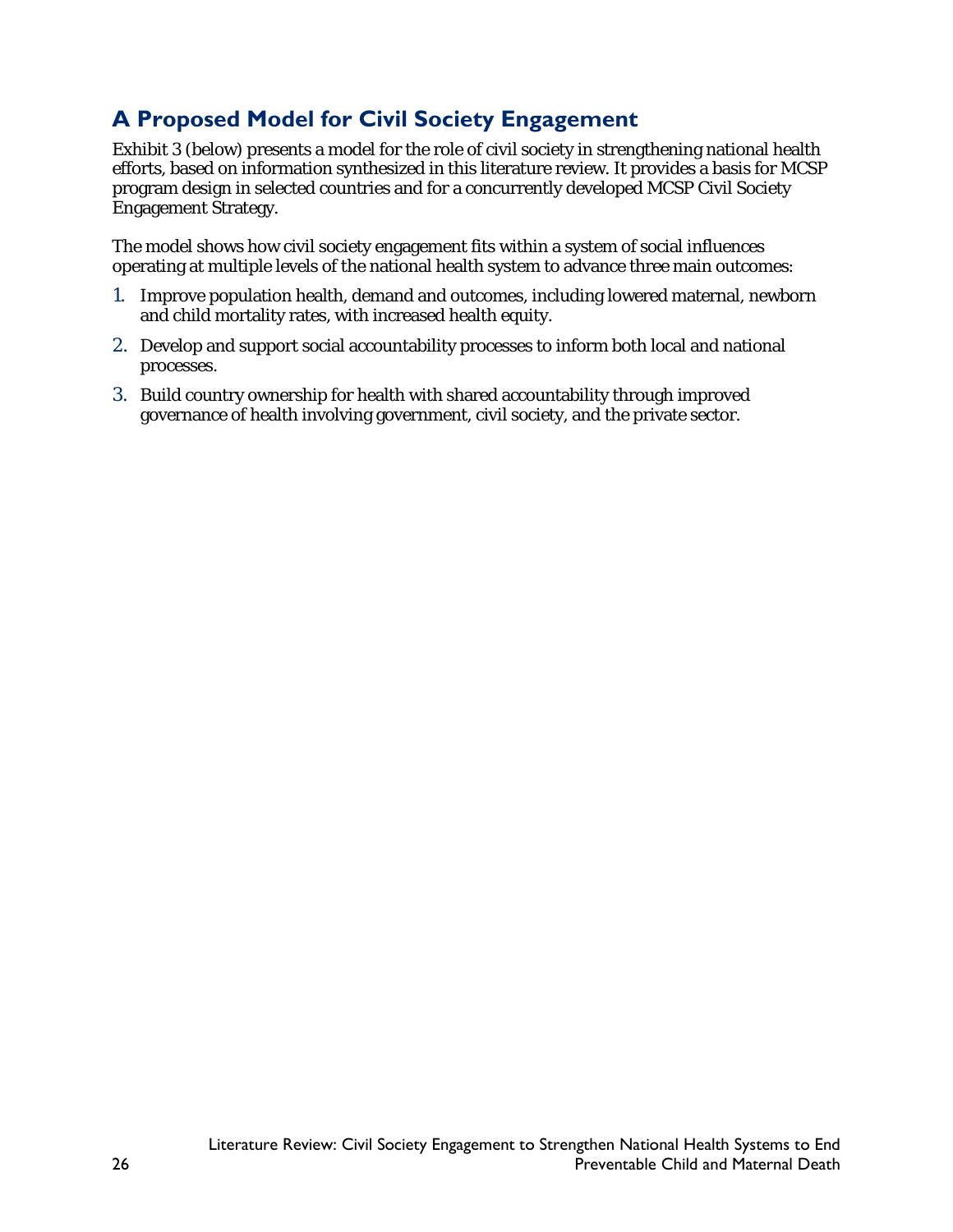## A Proposed Model for Civil Society Engagement

Exhibit 3 (below) presents a model for the role of civil society in strengthening national health efforts, based on information synthesized in this literature review. It provides a basis for MCSP program design in selected countries and for a concurrently developed MCSP Civil Society Engagement Strategy.

The model shows how civil society engagement fits within a system of social influences operating at multiple levels of the national health system to advance three main outcomes:

1. Improve population health, demand and outcomes, including lowered maternal, newborn and child mortality rates, with increased health equity.
2. Develop and support social accountability processes to inform both local and national processes.
3. Build country ownership for health with shared accountability through improved governance of health involving government, civil society, and the private sector.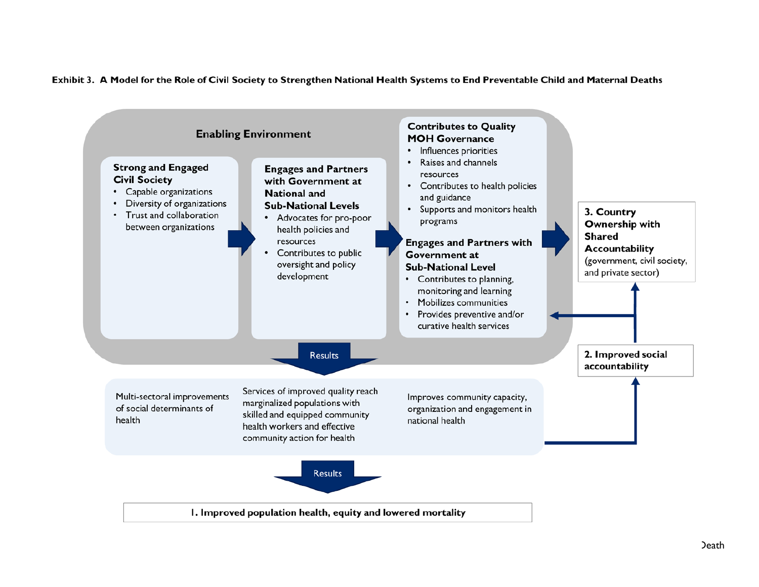**Exhibit 3. A Model for the Role of Civil Society to Strengthen National Health Systems to End Preventable Child and Maternal Deaths**

**Enabling Environment**

**Strong and Engaged Civil Society**
- Capable organizations
- Diversity of organizations
- Trust and collaboration between organizations

**Engages and Partners with Government at National and Sub-National Levels**
- Advocates for pro-poor health policies and resources
- Contributes to public oversight and policy development

**Contributes to Quality MOH Governance**
- Influences priorities
- Raises and channels resources
- Contributes to health policies and guidance
- Supports and monitors health programs

**Engages and Partners with Government at Sub-National Level**
- Contributes to planning, monitoring and learning
- Mobilizes communities
- Provides preventive and/or curative health services

**3. Country Ownership with Shared Accountability** (government, civil society, and private sector)

**2. Improved social accountability**

Results

- Multi-sectoral improvements of social determinants of health
- Services of improved quality reach marginalized populations with skilled and equipped community health workers and effective community action for health
- Improves community capacity, organization and engagement in national health

Results

**1. Improved population health, equity and lowered mortality**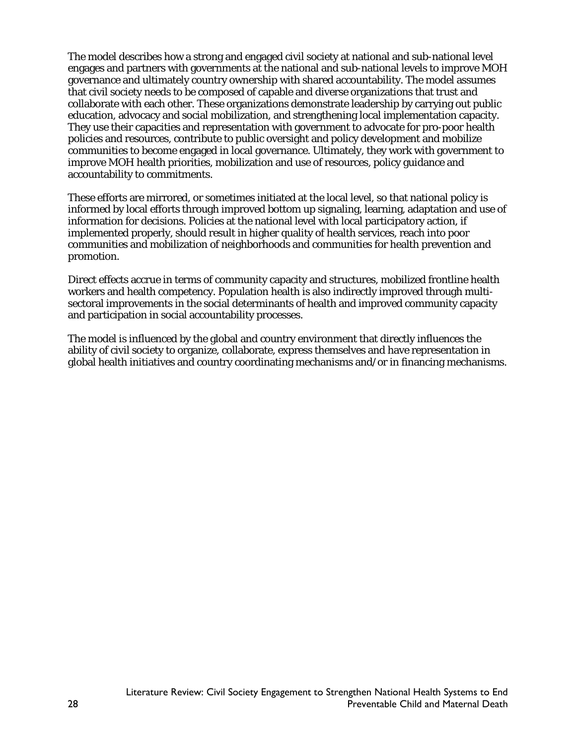The model describes how a strong and engaged civil society at national and sub-national level engages and partners with governments at the national and sub-national levels to improve MOH governance and ultimately country ownership with shared accountability. The model assumes that civil society needs to be composed of capable and diverse organizations that trust and collaborate with each other. These organizations demonstrate leadership by carrying out public education, advocacy and social mobilization, and strengthening local implementation capacity. They use their capacities and representation with government to advocate for pro-poor health policies and resources, contribute to public oversight and policy development and mobilize communities to become engaged in local governance. Ultimately, they work with government to improve MOH health priorities, mobilization and use of resources, policy guidance and accountability to commitments.

These efforts are mirrored, or sometimes initiated at the local level, so that national policy is informed by local efforts through improved bottom up signaling, learning, adaptation and use of information for decisions. Policies at the national level with local participatory action, if implemented properly, should result in higher quality of health services, reach into poor communities and mobilization of neighborhoods and communities for health prevention and promotion.

Direct effects accrue in terms of community capacity and structures, mobilized frontline health workers and health competency. Population health is also indirectly improved through multi-sectoral improvements in the social determinants of health and improved community capacity and participation in social accountability processes.

The model is influenced by the global and country environment that directly influences the ability of civil society to organize, collaborate, express themselves and have representation in global health initiatives and country coordinating mechanisms and/or in financing mechanisms.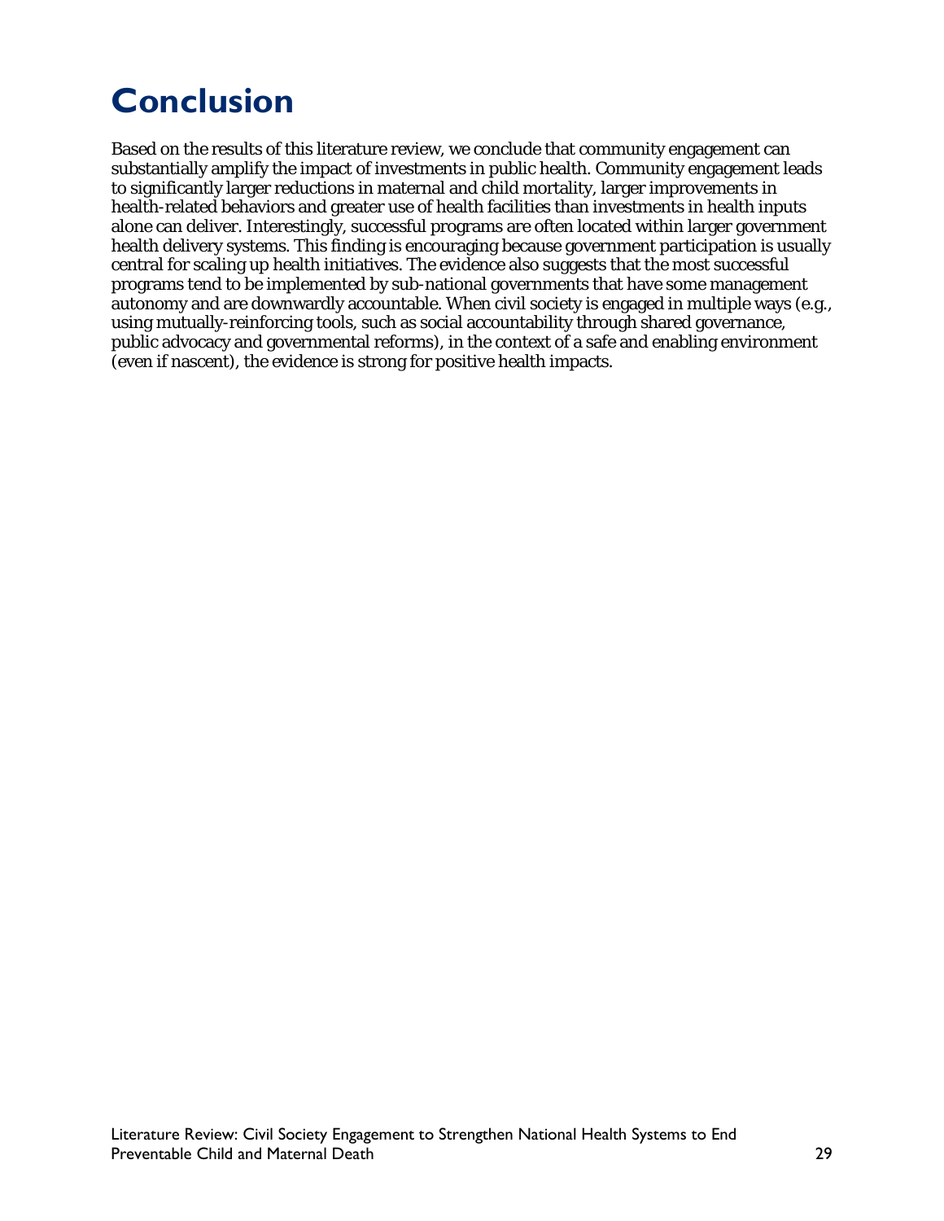# Conclusion

Based on the results of this literature review, we conclude that community engagement can substantially amplify the impact of investments in public health. Community engagement leads to significantly larger reductions in maternal and child mortality, larger improvements in health-related behaviors and greater use of health facilities than investments in health inputs alone can deliver. Interestingly, successful programs are often located within larger government health delivery systems. This finding is encouraging because government participation is usually central for scaling up health initiatives. The evidence also suggests that the most successful programs tend to be implemented by sub-national governments that have some management autonomy and are downwardly accountable. When civil society is engaged in multiple ways (e.g., using mutually-reinforcing tools, such as social accountability through shared governance, public advocacy and governmental reforms), in the context of a safe and enabling environment (even if nascent), the evidence is strong for positive health impacts.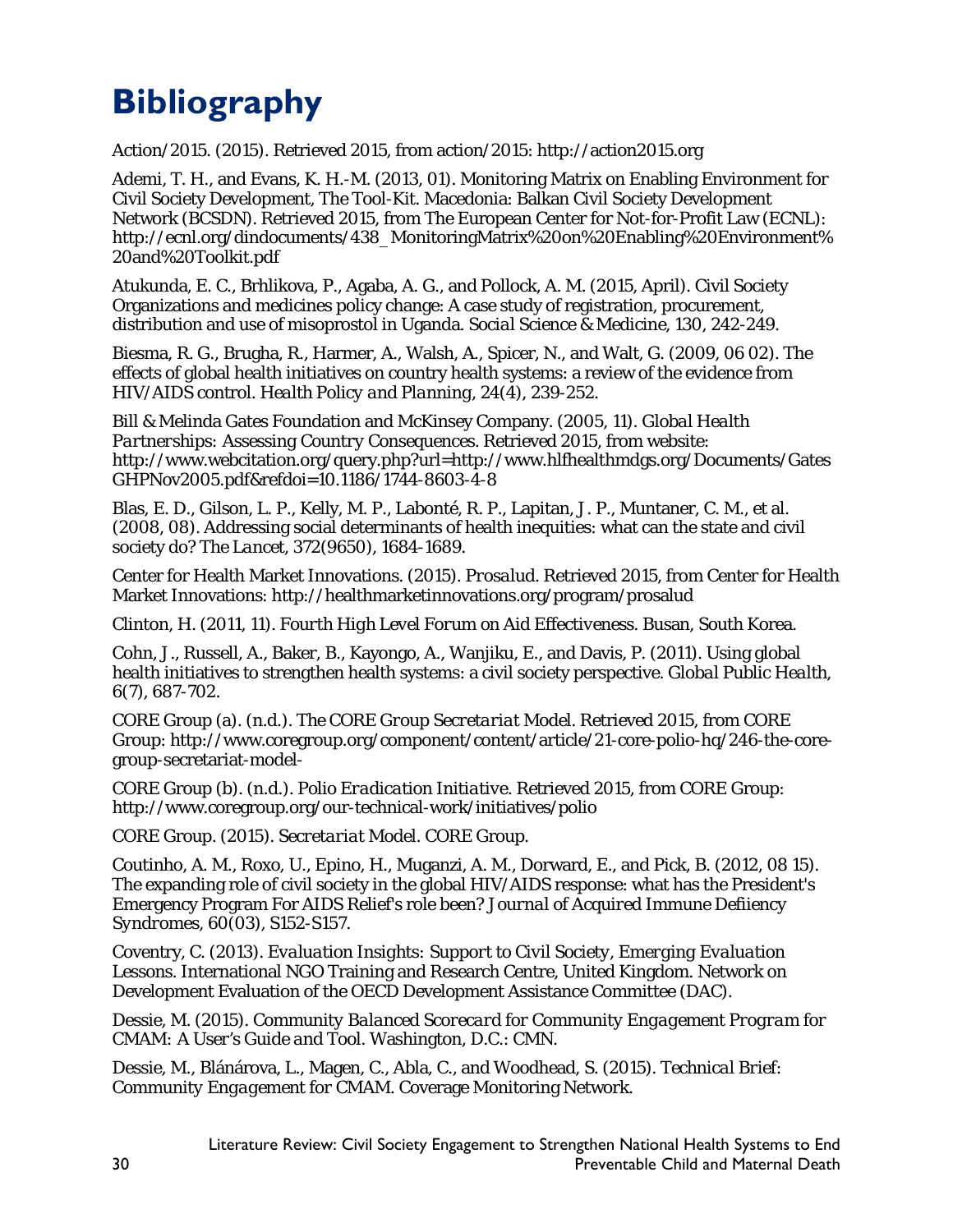# Bibliography

Action/2015. (2015). Retrieved 2015, from action/2015: http://action2015.org

Ademi, T. H., and Evans, K. H.-M. (2013, 01). Monitoring Matrix on Enabling Environment for Civil Society Development, The Tool-Kit. Macedonia: Balkan Civil Society Development Network (BCSDN). Retrieved 2015, from The European Center for Not-for-Profit Law (ECNL): http://ecnl.org/dindocuments/438_MonitoringMatrix%20on%20Enabling%20Environment%20and%20Toolkit.pdf

Atukunda, E. C., Brhlikova, P., Agaba, A. G., and Pollock, A. M. (2015, April). Civil Society Organizations and medicines policy change: A case study of registration, procurement, distribution and use of misoprostol in Uganda. *Social Science & Medicine*, 130, 242-249.

Biesma, R. G., Brugha, R., Harmer, A., Walsh, A., Spicer, N., and Walt, G. (2009, 06 02). The effects of global health initiatives on country health systems: a review of the evidence from HIV/AIDS control. *Health Policy and Planning*, 24(4), 239-252.

Bill & Melinda Gates Foundation and McKinsey Company. (2005, 11). *Global Health Partnerships: Assessing Country Consequences.* Retrieved 2015, from website: http://www.webcitation.org/query.php?url=http://www.hlfhealthmdgs.org/Documents/GatesGHPNov2005.pdf&refdoi=10.1186/1744-8603-4-8

Blas, E. D., Gilson, L. P., Kelly, M. P., Labonté, R. P., Lapitan, J. P., Muntaner, C. M., et al. (2008, 08). Addressing social determinants of health inequities: what can the state and civil society do? *The Lancet*, 372(9650), 1684-1689.

Center for Health Market Innovations. (2015). *Prosalud*. Retrieved 2015, from Center for Health Market Innovations: http://healthmarketinnovations.org/program/prosalud

Clinton, H. (2011, 11). *Fourth High Level Forum on Aid Effectiveness*. Busan, South Korea.

Cohn, J., Russell, A., Baker, B., Kayongo, A., Wanjiku, E., and Davis, P. (2011). Using global health initiatives to strengthen health systems: a civil society perspective. *Global Public Health*, 6(7), 687-702.

CORE Group (a). (n.d.). *The CORE Group Secretariat Model*. Retrieved 2015, from CORE Group: http://www.coregroup.org/component/content/article/21-core-polio-hq/246-the-core-group-secretariat-model-

CORE Group (b). (n.d.). *Polio Eradication Initiative*. Retrieved 2015, from CORE Group: http://www.coregroup.org/our-technical-work/initiatives/polio

CORE Group. (2015). *Secretariat Model*. CORE Group.

Coutinho, A. M., Roxo, U., Epino, H., Muganzi, A. M., Dorward, E., and Pick, B. (2012, 08 15). The expanding role of civil society in the global HIV/AIDS response: what has the President's Emergency Program For AIDS Relief's role been? *Journal of Acquired Immune Defiiency Syndromes*, 60(03), S152-S157.

Coventry, C. (2013). *Evaluation Insights: Support to Civil Society, Emerging Evaluation Lessons*. International NGO Training and Research Centre, United Kingdom. Network on Development Evaluation of the OECD Development Assistance Committee (DAC).

Dessie, M. (2015). *Community Balanced Scorecard for Community Engagement Program for CMAM: A User's Guide and Tool*. Washington, D.C.: CMN.

Dessie, M., Blánárova, L., Magen, C., Abla, C., and Woodhead, S. (2015). *Technical Brief: Community Engagement for CMAM*. Coverage Monitoring Network.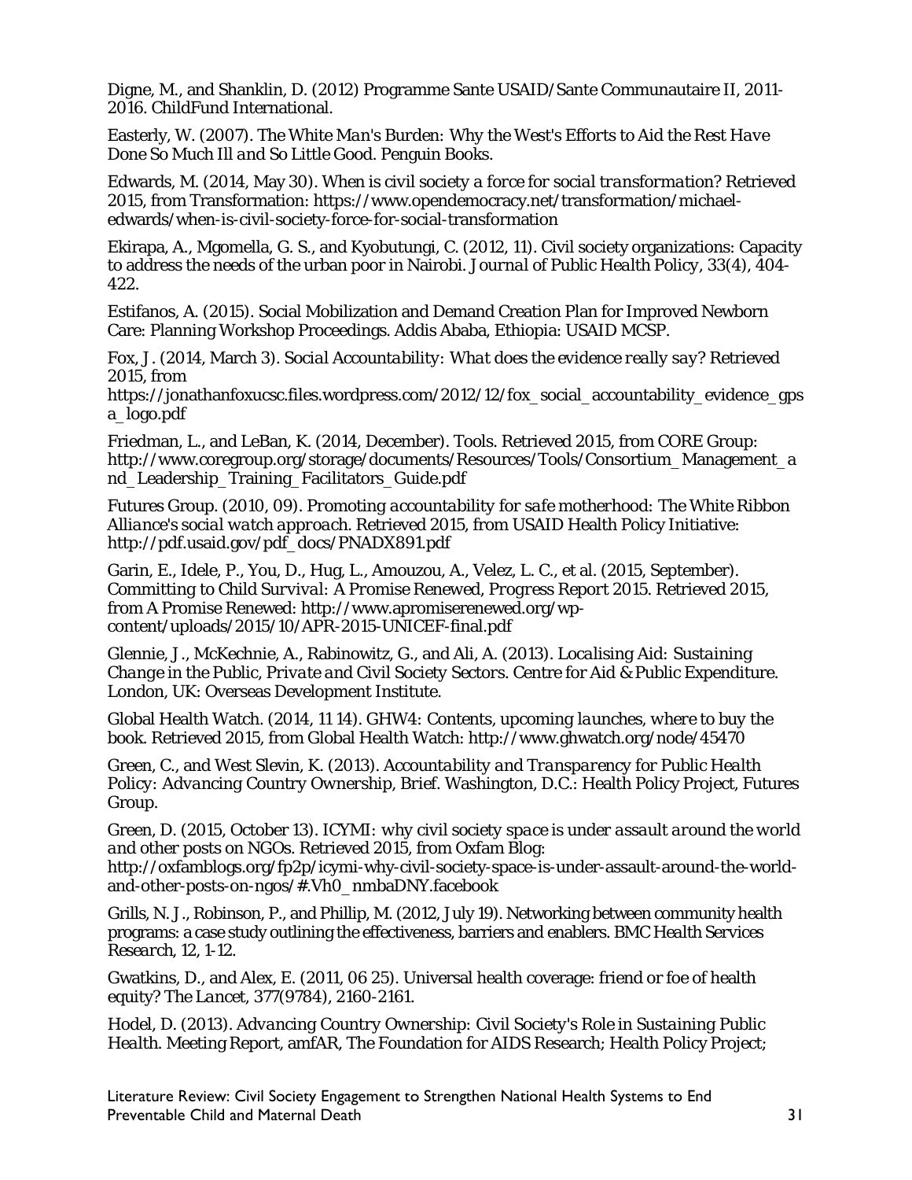Digne, M., and Shanklin, D. (2012) Programme Sante USAID/Sante Communautaire II, 2011-2016. ChildFund International.

Easterly, W. (2007). *The White Man's Burden: Why the West's Efforts to Aid the Rest Have Done So Much Ill and So Little Good*. Penguin Books.

Edwards, M. (2014, May 30). *When is civil society a force for social transformation?* Retrieved 2015, from Transformation: https://www.opendemocracy.net/transformation/michael-edwards/when-is-civil-society-force-for-social-transformation

Ekirapa, A., Mgomella, G. S., and Kyobutungi, C. (2012, 11). Civil society organizations: Capacity to address the needs of the urban poor in Nairobi. *Journal of Public Health Policy, 33*(4), 404-422.

Estifanos, A. (2015). Social Mobilization and Demand Creation Plan for Improved Newborn Care: Planning Workshop Proceedings. Addis Ababa, Ethiopia: USAID MCSP.

Fox, J. (2014, March 3). *Social Accountability: What does the evidence really say?* Retrieved 2015, from https://jonathanfoxucsc.files.wordpress.com/2012/12/fox_social_accountability_evidence_gpsa_logo.pdf

Friedman, L., and LeBan, K. (2014, December). Tools. Retrieved 2015, from CORE Group: http://www.coregroup.org/storage/documents/Resources/Tools/Consortium_Management_and_Leadership_Training_Facilitators_Guide.pdf

Futures Group. (2010, 09). *Promoting accountability for safe motherhood: The White Ribbon Alliance's social watch approach*. Retrieved 2015, from USAID Health Policy Initiative: http://pdf.usaid.gov/pdf_docs/PNADX891.pdf

Garin, E., Idele, P., You, D., Hug, L., Amouzou, A., Velez, L. C., et al. (2015, September). *Committing to Child Survival: A Promise Renewed, Progress Report 2015*. Retrieved 2015, from A Promise Renewed: http://www.apromiserenewed.org/wp-content/uploads/2015/10/APR-2015-UNICEF-final.pdf

Glennie, J., McKechnie, A., Rabinowitz, G., and Ali, A. (2013). *Localising Aid: Sustaining Change in the Public, Private and Civil Society Sectors*. Centre for Aid & Public Expenditure. London, UK: Overseas Development Institute.

Global Health Watch. (2014, 11 14). *GHW4: Contents, upcoming launches, where to buy the book*. Retrieved 2015, from Global Health Watch: http://www.ghwatch.org/node/45470

Green, C., and West Slevin, K. (2013). *Accountability and Transparency for Public Health Policy: Advancing Country Ownership, Brief*. Washington, D.C.: Health Policy Project, Futures Group.

Green, D. (2015, October 13). *ICYMI: why civil society space is under assault around the world and other posts on NGOs*. Retrieved 2015, from Oxfam Blog: http://oxfamblogs.org/fp2p/icymi-why-civil-society-space-is-under-assault-around-the-world-and-other-posts-on-ngos/#.Vh0_nmbaDNY.facebook

Grills, N. J., Robinson, P., and Phillip, M. (2012, July 19). Networking between community health programs: a case study outlining the effectiveness, barriers and enablers. *BMC Health Services Research, 12*, 1-12.

Gwatkins, D., and Alex, E. (2011, 06 25). Universal health coverage: friend or foe of health equity? *The Lancet, 377*(9784), 2160-2161.

Hodel, D. (2013). *Advancing Country Ownership: Civil Society's Role in Sustaining Public Health*. Meeting Report, amfAR, The Foundation for AIDS Research; Health Policy Project;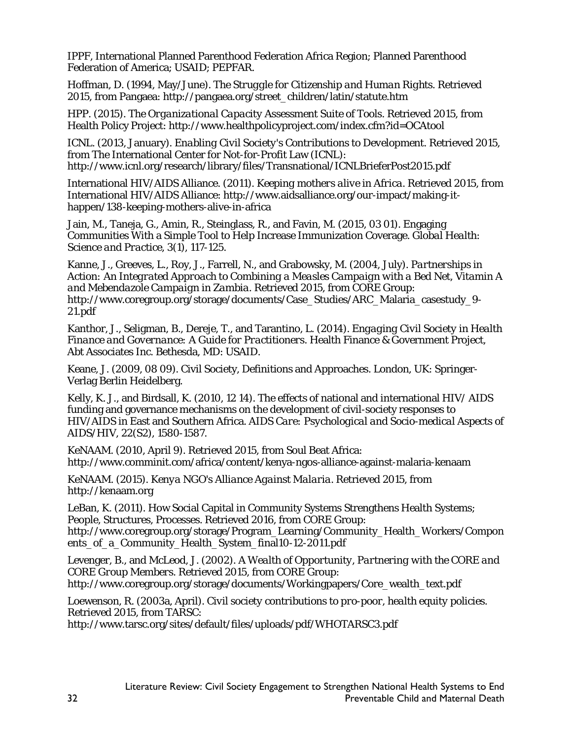IPPF, International Planned Parenthood Federation Africa Region; Planned Parenthood Federation of America; USAID; PEPFAR.

Hoffman, D. (1994, May/June). *The Struggle for Citizenship and Human Rights*. Retrieved 2015, from Pangaea: http://pangaea.org/street_children/latin/statute.htm

HPP. (2015). *The Organizational Capacity Assessment Suite of Tools*. Retrieved 2015, from Health Policy Project: http://www.healthpolicyproject.com/index.cfm?id=OCAtool

ICNL. (2013, January). *Enabling Civil Society's Contributions to Development*. Retrieved 2015, from The International Center for Not-for-Profit Law (ICNL): http://www.icnl.org/research/library/files/Transnational/ICNLBrieferPost2015.pdf

International HIV/AIDS Alliance. (2011). *Keeping mothers alive in Africa*. Retrieved 2015, from International HIV/AIDS Alliance: http://www.aidsalliance.org/our-impact/making-it-happen/138-keeping-mothers-alive-in-africa

Jain, M., Taneja, G., Amin, R., Steinglass, R., and Favin, M. (2015, 03 01). Engaging Communities With a Simple Tool to Help Increase Immunization Coverage. *Global Health: Science and Practice, 3*(1), 117-125.

Kanne, J., Greeves, L., Roy, J., Farrell, N., and Grabowsky, M. (2004, July). *Partnerships in Action: An Integrated Approach to Combining a Measles Campaign with a Bed Net, Vitamin A and Mebendazole Campaign in Zambia*. Retrieved 2015, from CORE Group: http://www.coregroup.org/storage/documents/Case_Studies/ARC_Malaria_casestudy_9-21.pdf

Kanthor, J., Seligman, B., Dereje, T., and Tarantino, L. (2014). *Engaging Civil Society in Health Finance and Governance: A Guide for Practitioners*. Health Finance & Government Project, Abt Associates Inc. Bethesda, MD: USAID.

Keane, J. (2009, 08 09). Civil Society, Definitions and Approaches. London, UK: Springer-Verlag Berlin Heidelberg.

Kelly, K. J., and Birdsall, K. (2010, 12 14). The effects of national and international HIV/ AIDS funding and governance mechanisms on the development of civil-society responses to HIV/AIDS in East and Southern Africa. *AIDS Care: Psychological and Socio-medical Aspects of AIDS/HIV, 22*(S2), 1580-1587.

KeNAAM. (2010, April 9). Retrieved 2015, from Soul Beat Africa: http://www.comminit.com/africa/content/kenya-ngos-alliance-against-malaria-kenaam

KeNAAM. (2015). *Kenya NGO's Alliance Against Malaria*. Retrieved 2015, from http://kenaam.org

LeBan, K. (2011). How Social Capital in Community Systems Strengthens Health Systems; People, Structures, Processes. Retrieved 2016, from CORE Group: http://www.coregroup.org/storage/Program_Learning/Community_Health_Workers/Components_of_a_Community_Health_System_final10-12-2011.pdf

Levenger, B., and McLeod, J. (2002). *A Wealth of Opportunity, Partnering with the CORE and CORE Group Members*. Retrieved 2015, from CORE Group: http://www.coregroup.org/storage/documents/Workingpapers/Core_wealth_text.pdf

Loewenson, R. (2003a, April). *Civil society contributions to pro-poor, health equity policies*. Retrieved 2015, from TARSC: http://www.tarsc.org/sites/default/files/uploads/pdf/WHOTARSC3.pdf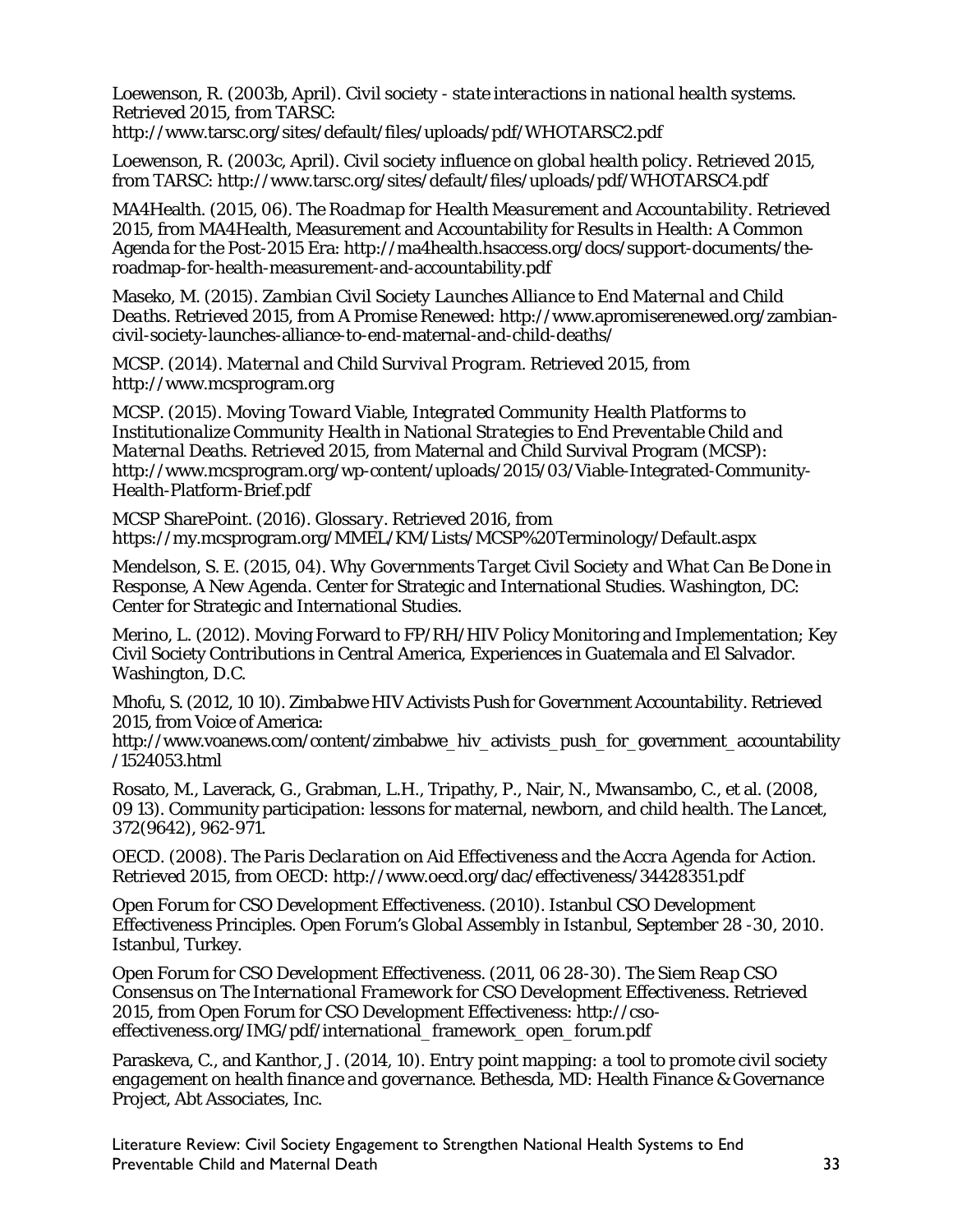Loewenson, R. (2003b, April). *Civil society - state interactions in national health systems.* Retrieved 2015, from TARSC: http://www.tarsc.org/sites/default/files/uploads/pdf/WHOTARSC2.pdf

Loewenson, R. (2003c, April). *Civil society influence on global health policy.* Retrieved 2015, from TARSC: http://www.tarsc.org/sites/default/files/uploads/pdf/WHOTARSC4.pdf

MA4Health. (2015, 06). *The Roadmap for Health Measurement and Accountability.* Retrieved 2015, from MA4Health, Measurement and Accountability for Results in Health: A Common Agenda for the Post-2015 Era: http://ma4health.hsaccess.org/docs/support-documents/the-roadmap-for-health-measurement-and-accountability.pdf

Maseko, M. (2015). *Zambian Civil Society Launches Alliance to End Maternal and Child Deaths.* Retrieved 2015, from A Promise Renewed: http://www.apromiserenewed.org/zambian-civil-society-launches-alliance-to-end-maternal-and-child-deaths/

MCSP. (2014). *Maternal and Child Survival Program.* Retrieved 2015, from http://www.mcsprogram.org

MCSP. (2015). *Moving Toward Viable, Integrated Community Health Platforms to Institutionalize Community Health in National Strategies to End Preventable Child and Maternal Deaths.* Retrieved 2015, from Maternal and Child Survival Program (MCSP): http://www.mcsprogram.org/wp-content/uploads/2015/03/Viable-Integrated-Community-Health-Platform-Brief.pdf

MCSP SharePoint. (2016). *Glossary.* Retrieved 2016, from https://my.mcsprogram.org/MMEL/KM/Lists/MCSP%20Terminology/Default.aspx

Mendelson, S. E. (2015, 04). *Why Governments Target Civil Society and What Can Be Done in Response, A New Agenda.* Center for Strategic and International Studies. Washington, DC: Center for Strategic and International Studies.

Merino, L. (2012). Moving Forward to FP/RH/HIV Policy Monitoring and Implementation; Key Civil Society Contributions in Central America, Experiences in Guatemala and El Salvador. Washington, D.C.

Mhofu, S. (2012, 10 10). *Zimbabwe HIV Activists Push for Government Accountability.* Retrieved 2015, from Voice of America: http://www.voanews.com/content/zimbabwe_hiv_activists_push_for_government_accountability/1524053.html

Rosato, M., Laverack, G., Grabman, L.H., Tripathy, P., Nair, N., Mwansambo, C., et al. (2008, 09 13). Community participation: lessons for maternal, newborn, and child health. *The Lancet*, 372(9642), 962-971.

OECD. (2008). *The Paris Declaration on Aid Effectiveness and the Accra Agenda for Action.* Retrieved 2015, from OECD: http://www.oecd.org/dac/effectiveness/34428351.pdf

Open Forum for CSO Development Effectiveness. (2010). Istanbul CSO Development Effectiveness Principles. *Open Forum's Global Assembly in Istanbul, September 28 -30, 2010.* Istanbul, Turkey.

Open Forum for CSO Development Effectiveness. (2011, 06 28-30). *The Siem Reap CSO Consensus on The International Framework for CSO Development Effectiveness.* Retrieved 2015, from Open Forum for CSO Development Effectiveness: http://cso-effectiveness.org/IMG/pdf/international_framework_open_forum.pdf

Paraskeva, C., and Kanthor, J. (2014, 10). *Entry point mapping: a tool to promote civil society engagement on health finance and governance.* Bethesda, MD: Health Finance & Governance Project, Abt Associates, Inc.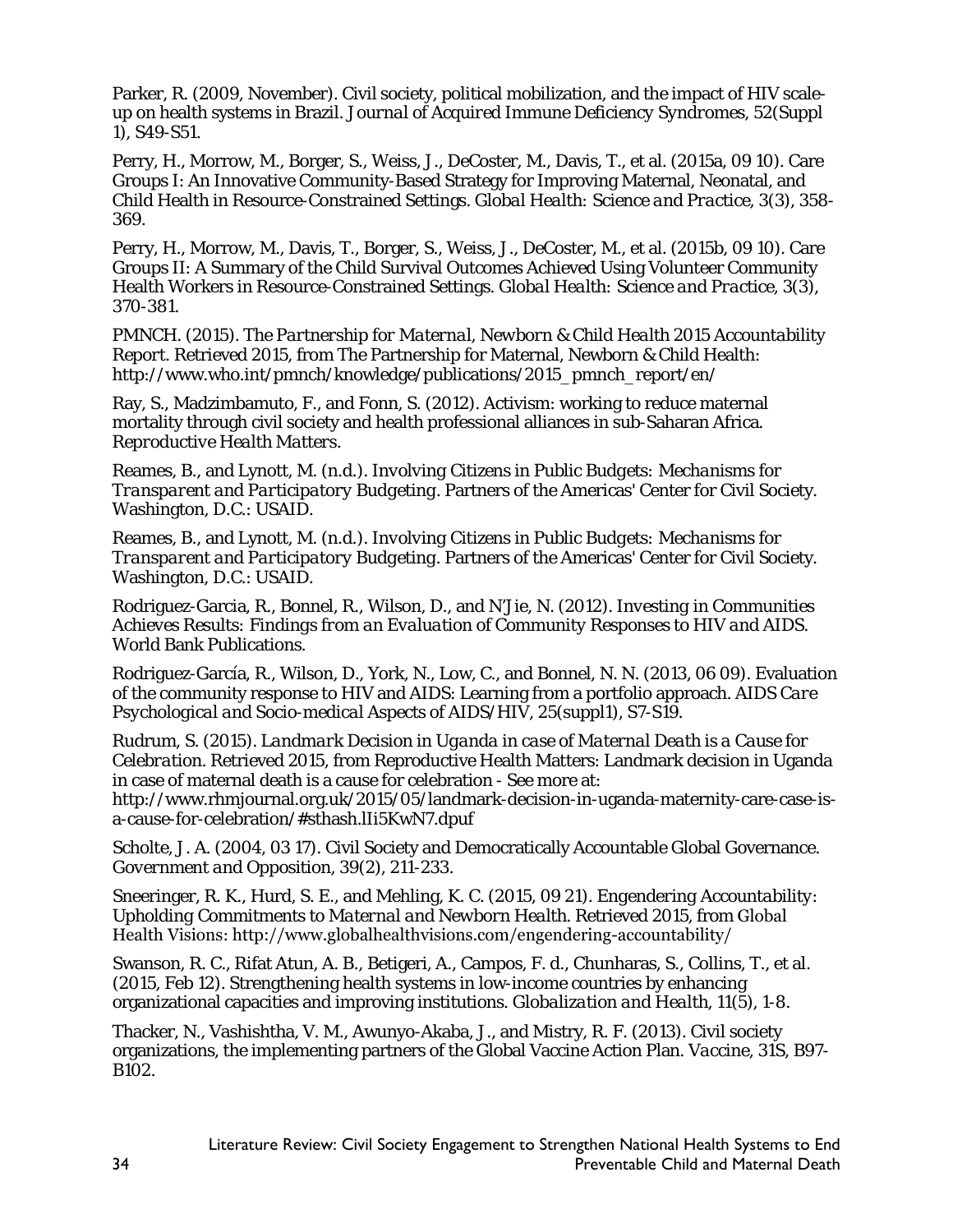Parker, R. (2009, November). Civil society, political mobilization, and the impact of HIV scale-up on health systems in Brazil. *Journal of Acquired Immune Deficiency Syndromes, 52*(Suppl 1), S49-S51.

Perry, H., Morrow, M., Borger, S., Weiss, J., DeCoster, M., Davis, T., et al. (2015a, 09 10). Care Groups I: An Innovative Community-Based Strategy for Improving Maternal, Neonatal, and Child Health in Resource-Constrained Settings. *Global Health: Science and Practice, 3*(3), 358-369.

Perry, H., Morrow, M., Davis, T., Borger, S., Weiss, J., DeCoster, M., et al. (2015b, 09 10). Care Groups II: A Summary of the Child Survival Outcomes Achieved Using Volunteer Community Health Workers in Resource-Constrained Settings. *Global Health: Science and Practice, 3*(3), 370-381.

PMNCH. (2015). *The Partnership for Maternal, Newborn & Child Health 2015 Accountability Report.* Retrieved 2015, from The Partnership for Maternal, Newborn & Child Health: http://www.who.int/pmnch/knowledge/publications/2015_pmnch_report/en/

Ray, S., Madzimbamuto, F., and Fonn, S. (2012). Activism: working to reduce maternal mortality through civil society and health professional alliances in sub-Saharan Africa. *Reproductive Health Matters.*

Reames, B., and Lynott, M. (n.d.). *Involving Citizens in Public Budgets: Mechanisms for Transparent and Participatory Budgeting.* Partners of the Americas' Center for Civil Society. Washington, D.C.: USAID.

Reames, B., and Lynott, M. (n.d.). *Involving Citizens in Public Budgets: Mechanisms for Transparent and Participatory Budgeting.* Partners of the Americas' Center for Civil Society. Washington, D.C.: USAID.

Rodriguez-Garcia, R., Bonnel, R., Wilson, D., and N'Jie, N. (2012). *Investing in Communities Achieves Results: Findings from an Evaluation of Community Responses to HIV and AIDS.* World Bank Publications.

Rodriguez-García, R., Wilson, D., York, N., Low, C., and Bonnel, N. N. (2013, 06 09). Evaluation of the community response to HIV and AIDS: Learning from a portfolio approach. *AIDS Care Psychological and Socio-medical Aspects of AIDS/HIV, 25*(suppl1), S7-S19.

Rudrum, S. (2015). *Landmark Decision in Uganda in case of Maternal Death is a Cause for Celebration.* Retrieved 2015, from Reproductive Health Matters: Landmark decision in Uganda in case of maternal death is a cause for celebration - See more at: http://www.rhmjournal.org.uk/2015/05/landmark-decision-in-uganda-maternity-care-case-is-a-cause-for-celebration/#sthash.lIi5KwN7.dpuf

Scholte, J. A. (2004, 03 17). Civil Society and Democratically Accountable Global Governance. *Government and Opposition, 39*(2), 211-233.

Sneeringer, R. K., Hurd, S. E., and Mehling, K. C. (2015, 09 21). *Engendering Accountability: Upholding Commitments to Maternal and Newborn Health.* Retrieved 2015, from Global Health Visions: http://www.globalhealthvisions.com/engendering-accountability/

Swanson, R. C., Rifat Atun, A. B., Betigeri, A., Campos, F. d., Chunharas, S., Collins, T., et al. (2015, Feb 12). Strengthening health systems in low-income countries by enhancing organizational capacities and improving institutions. *Globalization and Health, 11*(5), 1-8.

Thacker, N., Vashishtha, V. M., Awunyo-Akaba, J., and Mistry, R. F. (2013). Civil society organizations, the implementing partners of the Global Vaccine Action Plan. *Vaccine, 31S*, B97-B102.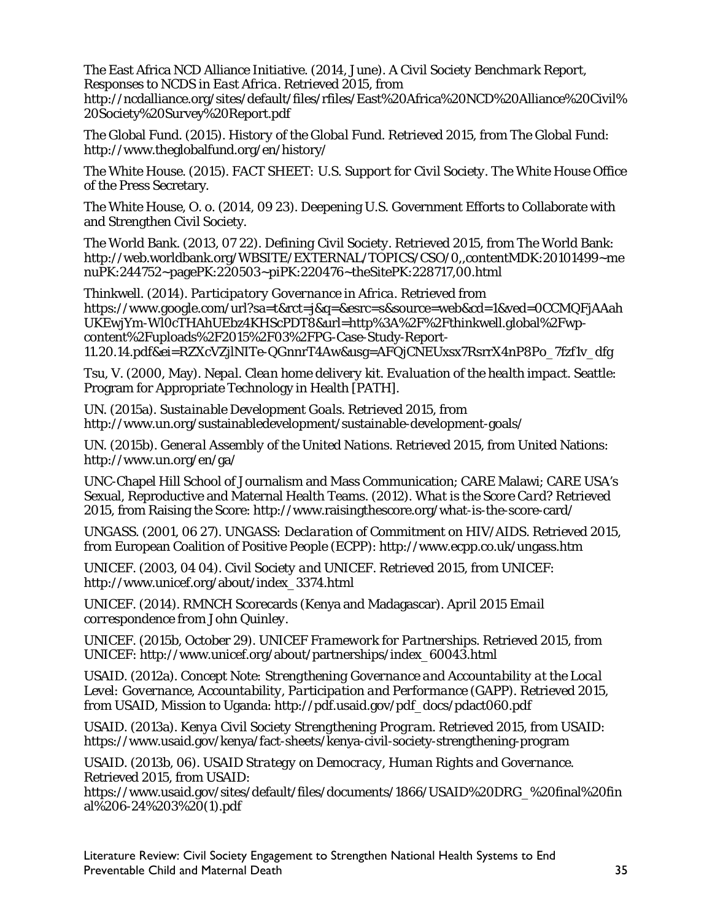The East Africa NCD Alliance Initiative. (2014, June). *A Civil Society Benchmark Report, Responses to NCDS in East Africa.* Retrieved 2015, from http://ncdalliance.org/sites/default/files/rfiles/East%20Africa%20NCD%20Alliance%20Civil%20Society%20Survey%20Report.pdf

The Global Fund. (2015). *History of the Global Fund.* Retrieved 2015, from The Global Fund: http://www.theglobalfund.org/en/history/

The White House. (2015). *FACT SHEET: U.S. Support for Civil Society.* The White House Office of the Press Secretary.

The White House, O. o. (2014, 09 23). Deepening U.S. Government Efforts to Collaborate with and Strengthen Civil Society.

The World Bank. (2013, 07 22). *Defining Civil Society.* Retrieved 2015, from The World Bank: http://web.worldbank.org/WBSITE/EXTERNAL/TOPICS/CSO/0,,contentMDK:20101499~menuPK:244752~pagePK:220503~piPK:220476~theSitePK:228717,00.html

Thinkwell. (2014). *Participatory Governance in Africa.* Retrieved from https://www.google.com/url?sa=t&rct=j&q=&esrc=s&source=web&cd=1&ved=0CCMQFjAAahUKEwjYm-Wl0cTHAhUEbz4KHScPDT8&url=http%3A%2F%2Fthinkwell.global%2Fwp-content%2Fuploads%2F2015%2F03%2FPG-Case-Study-Report-11.20.14.pdf&ei=RZXcVZjlNITe-QGnnrT4Aw&usg=AFQjCNEUxsx7RsrrX4nP8Po_7fzf1v_dfg

Tsu, V. (2000, May). *Nepal. Clean home delivery kit. Evaluation of the health impact.* Seattle: Program for Appropriate Technology in Health [PATH].

UN. (2015a). *Sustainable Development Goals.* Retrieved 2015, from http://www.un.org/sustainabledevelopment/sustainable-development-goals/

UN. (2015b). *General Assembly of the United Nations.* Retrieved 2015, from United Nations: http://www.un.org/en/ga/

UNC-Chapel Hill School of Journalism and Mass Communication; CARE Malawi; CARE USA's Sexual, Reproductive and Maternal Health Teams. (2012). *What is the Score Card?* Retrieved 2015, from Raising the Score: http://www.raisingthescore.org/what-is-the-score-card/

UNGASS. (2001, 06 27). *UNGASS: Declaration of Commitment on HIV/AIDS.* Retrieved 2015, from European Coalition of Positive People (ECPP): http://www.ecpp.co.uk/ungass.htm

UNICEF. (2003, 04 04). *Civil Society and UNICEF.* Retrieved 2015, from UNICEF: http://www.unicef.org/about/index_3374.html

UNICEF. (2014). RMNCH Scorecards (Kenya and Madagascar). *April 2015 Email correspondence from John Quinley.*

UNICEF. (2015b, October 29). *UNICEF Framework for Partnerships.* Retrieved 2015, from UNICEF: http://www.unicef.org/about/partnerships/index_60043.html

USAID. (2012a). *Concept Note: Strengthening Governance and Accountability at the Local Level: Governance, Accountability, Participation and Performance (GAPP).* Retrieved 2015, from USAID, Mission to Uganda: http://pdf.usaid.gov/pdf_docs/pdact060.pdf

USAID. (2013a). *Kenya Civil Society Strengthening Program.* Retrieved 2015, from USAID: https://www.usaid.gov/kenya/fact-sheets/kenya-civil-society-strengthening-program

USAID. (2013b, 06). *USAID Strategy on Democracy, Human Rights and Governance.* Retrieved 2015, from USAID: https://www.usaid.gov/sites/default/files/documents/1866/USAID%20DRG_%20final%20final%206-24%203%20(1).pdf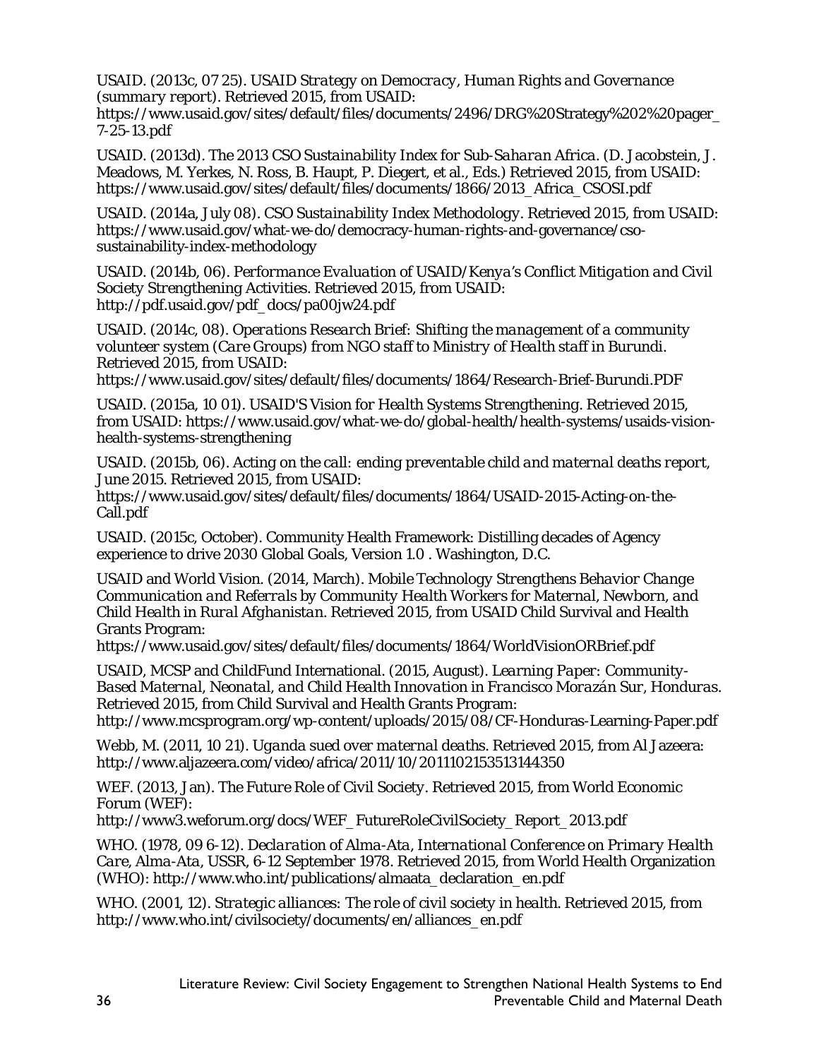USAID. (2013c, 07 25). *USAID Strategy on Democracy, Human Rights and Governance (summary report)*. Retrieved 2015, from USAID: https://www.usaid.gov/sites/default/files/documents/2496/DRG%20Strategy%202%20pager_7-25-13.pdf

USAID. (2013d). *The 2013 CSO Sustainability Index for Sub-Saharan Africa*. (D. Jacobstein, J. Meadows, M. Yerkes, N. Ross, B. Haupt, P. Diegert, et al., Eds.) Retrieved 2015, from USAID: https://www.usaid.gov/sites/default/files/documents/1866/2013_Africa_CSOSI.pdf

USAID. (2014a, July 08). *CSO Sustainability Index Methodology*. Retrieved 2015, from USAID: https://www.usaid.gov/what-we-do/democracy-human-rights-and-governance/cso-sustainability-index-methodology

USAID. (2014b, 06). *Performance Evaluation of USAID/Kenya's Conflict Mitigation and Civil Society Strengthening Activities*. Retrieved 2015, from USAID: http://pdf.usaid.gov/pdf_docs/pa00jw24.pdf

USAID. (2014c, 08). *Operations Research Brief: Shifting the management of a community volunteer system (Care Groups) from NGO staff to Ministry of Health staff in Burundi*. Retrieved 2015, from USAID: https://www.usaid.gov/sites/default/files/documents/1864/Research-Brief-Burundi.PDF

USAID. (2015a, 10 01). *USAID'S Vision for Health Systems Strengthening*. Retrieved 2015, from USAID: https://www.usaid.gov/what-we-do/global-health/health-systems/usaids-vision-health-systems-strengthening

USAID. (2015b, 06). *Acting on the call: ending preventable child and maternal deaths report, June 2015*. Retrieved 2015, from USAID: https://www.usaid.gov/sites/default/files/documents/1864/USAID-2015-Acting-on-the-Call.pdf

USAID. (2015c, October). Community Health Framework: Distilling decades of Agency experience to drive 2030 Global Goals, Version 1.0 . Washington, D.C.

USAID and World Vision. (2014, March). *Mobile Technology Strengthens Behavior Change Communication and Referrals by Community Health Workers for Maternal, Newborn, and Child Health in Rural Afghanistan*. Retrieved 2015, from USAID Child Survival and Health Grants Program: https://www.usaid.gov/sites/default/files/documents/1864/WorldVisionORBrief.pdf

USAID, MCSP and ChildFund International. (2015, August). *Learning Paper: Community-Based Maternal, Neonatal, and Child Health Innovation in Francisco Morazán Sur, Honduras*. Retrieved 2015, from Child Survival and Health Grants Program: http://www.mcsprogram.org/wp-content/uploads/2015/08/CF-Honduras-Learning-Paper.pdf

Webb, M. (2011, 10 21). *Uganda sued over maternal deaths*. Retrieved 2015, from Al Jazeera: http://www.aljazeera.com/video/africa/2011/10/2011102153513144350

WEF. (2013, Jan). *The Future Role of Civil Society*. Retrieved 2015, from World Economic Forum (WEF): http://www3.weforum.org/docs/WEF_FutureRoleCivilSociety_Report_2013.pdf

WHO. (1978, 09 6-12). *Declaration of Alma-Ata, International Conference on Primary Health Care, Alma-Ata, USSR, 6-12 September 1978*. Retrieved 2015, from World Health Organization (WHO): http://www.who.int/publications/almaata_declaration_en.pdf

WHO. (2001, 12). *Strategic alliances: The role of civil society in health*. Retrieved 2015, from http://www.who.int/civilsociety/documents/en/alliances_en.pdf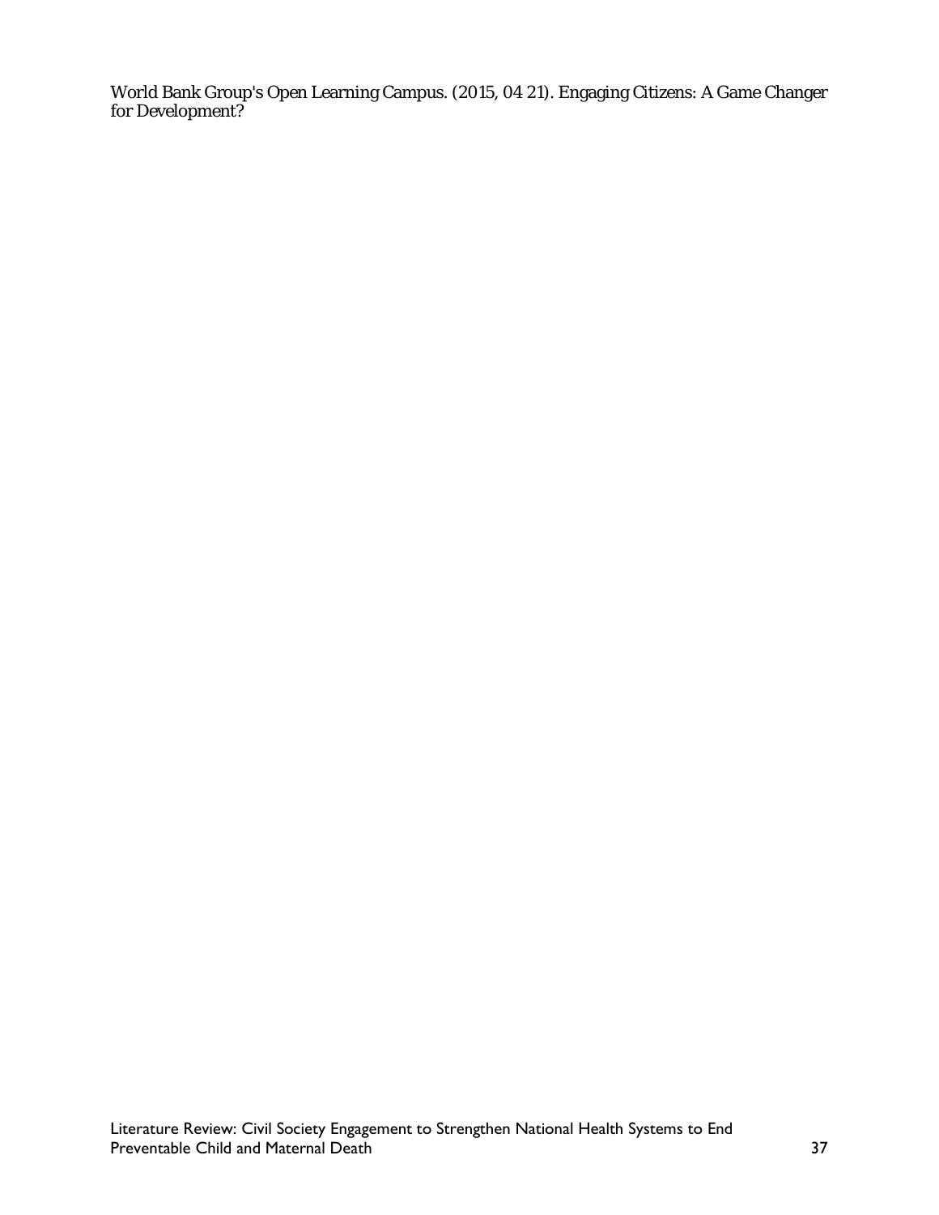World Bank Group's Open Learning Campus. (2015, 04 21). Engaging Citizens: A Game Changer for Development?